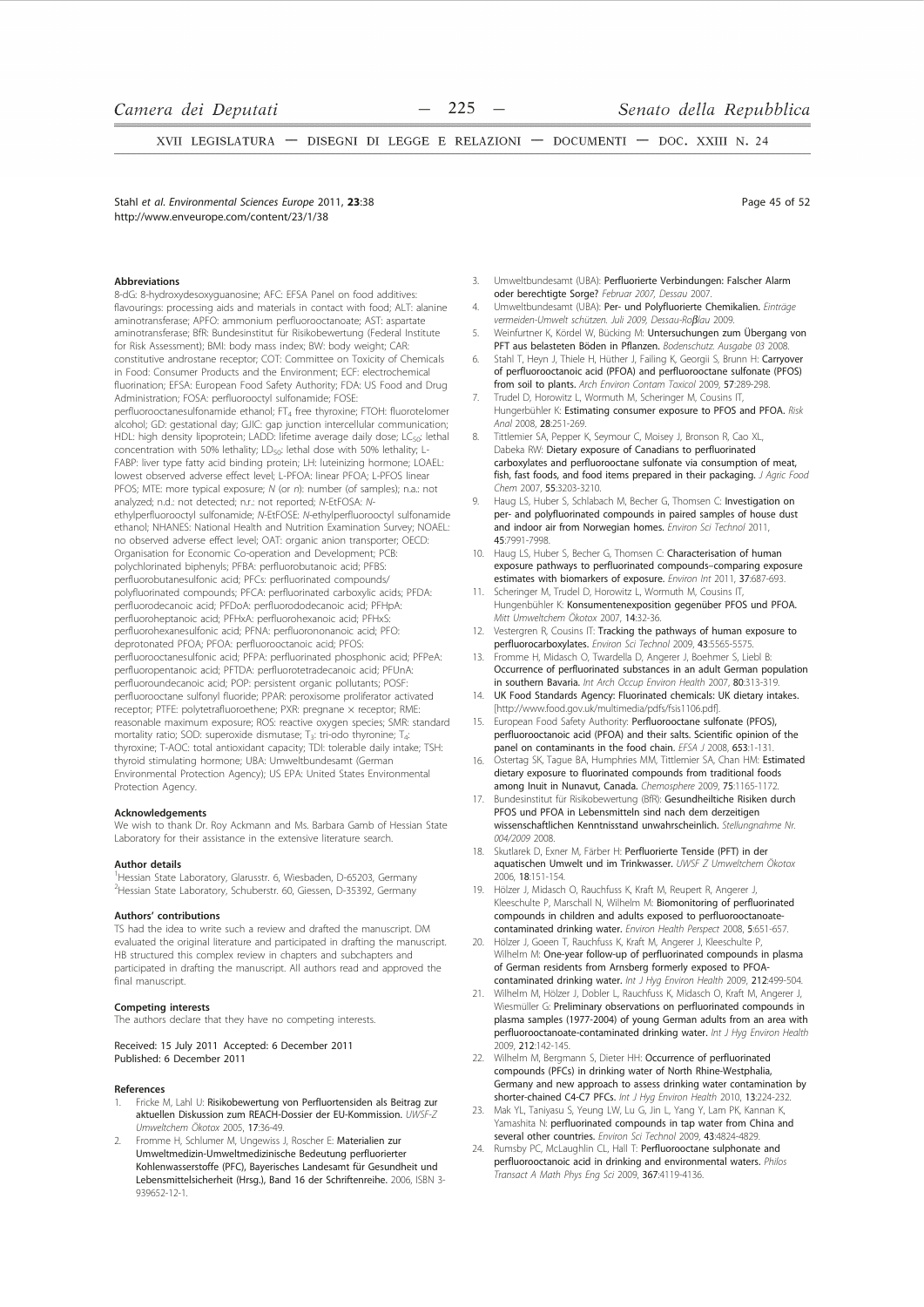## Abbreviations

8-dG: 8-hydroxydesoxyguanosine; AFC: EFSA Panel on food additives: flavourings: processing aids and materials in contact with food; ALT: alanine aminotransferase; APFO: ammonium perfluorooctanoate; AST: aspartate aminotransferase; BfR: Bundesinstitut für Risikobewertung (Federal Institute for Risk Assessment); BMI: body mass index; BW: body weight; CAR: constitutive androstane receptor; COT: Committee on Toxicity of Chemicals in Food: Consumer Products and the Environment; ECF: electrochemical fluorination; EFSA: European Food Safety Authority; FDA: US Food and Drug Administration; FOSA: perfluorooctyl sulfonamide; FOSE: perfluorooctanesulfonamide ethanol; $FT_4$ free thyroxine; FTOH: fluorotelomer alcohol; GD: gestational day; GJIC: gap junction intercellular communication; HDL: high density lipoprotein; LADD: lifetime average daily dose; $LC_{50}$: lethal concentration with 50% lethality; $LD_{50}$: lethal dose with 50% lethality; L-FABP: liver type fatty acid binding protein; LH: luteinizing hormone; LOAEL: lowest observed adverse effect level; L-PFOA: linear PFOA; L-PFOS linear PFOS; MTE: more typical exposure; *N* (or *n*): number (of samples); n.a.: not analyzed; n.d.: not detected; n.r.: not reported; *N*-EtFOSA: *N*-ethylperfluorooctyl sulfonamide; *N*-EtFOSE: *N*-ethylperfluorooctyl sulfonamide ethanol; NHANES: National Health and Nutrition Examination Survey; NOAEL: no observed adverse effect level; OAT: organic anion transporter; OECD: Organisation for Economic Co-operation and Development; PCB: polychlorinated biphenyls; PFBA: perfluorobutanoic acid; PFBS: perfluorobutanesulfonic acid; PFCs: perfluorinated compounds/ polyfluorinated compounds; PFCA: perfluorinated carboxylic acids; PFDA: perfluorodecanoic acid; PFDoA: perfluorododecanoic acid; PFHpA: perfluoroheptanoic acid; PFHxA: perfluorohexanoic acid; PFHxS: perfluorohexanesulfonic acid; PFNA: perfluorononanoic acid; PFO: deprotonated PFOA; PFOA: perfluorooctanoic acid; PFOS: perfluorooctanesulfonic acid; PFPA: perfluorinated phosphonic acid; PFPeA: perfluoropentanoic acid; PFTDA: perfluorotetradecanoic acid; PFUnA: perfluoroundecanoic acid; POP: persistent organic pollutants; POSF: perfluorooctane sulfonyl fluoride; PPAR: peroxisome proliferator activated receptor; PTFE: polytetrafluoroethene; PXR: pregnane × receptor; RME: reasonable maximum exposure; ROS: reactive oxygen species; SMR: standard mortality ratio; SOD: superoxide dismutase; $T_3$: tri-odo thyronine; $T_4$: thyroxine; T-AOC: total antioxidant capacity; TDI: tolerable daily intake; TSH: thyroid stimulating hormone; UBA: Umweltbundesamt (German Environmental Protection Agency); US EPA: United States Environmental Protection Agency.

## Acknowledgements

We wish to thank Dr. Roy Ackmann and Ms. Barbara Gamb of Hessian State Laboratory for their assistance in the extensive literature search.

## Author details

[1]Hessian State Laboratory, Glarusstr. 6, Wiesbaden, D-65203, Germany
[2]Hessian State Laboratory, Schuberstr. 60, Giessen, D-35392, Germany

## Authors' contributions

TS had the idea to write such a review and drafted the manuscript. DM evaluated the original literature and participated in drafting the manuscript. HB structured this complex review in chapters and subchapters and participated in drafting the manuscript. All authors read and approved the final manuscript.

## Competing interests

The authors declare that they have no competing interests.

Received: 15 July 2011 Accepted: 6 December 2011
Published: 6 December 2011

## References

1. Fricke M, Lahl U: **Risikobewertung von Perfluortensiden als Beitrag zur aktuellen Diskussion zum REACH-Dossier der EU-Kommission.** *UWSF-Z Umweltchem Ökotox* 2005, **17**:36-49.
2. Fromme H, Schlumer M, Ungewiss J, Roscher E: **Materialien zur Umweltmedizin-Umweltmedizinische Bedeutung perfluorierter Kohlenwasserstoffe (PFC), Bayerisches Landesamt für Gesundheit und Lebensmittelsicherheit (Hrsg.), Band 16 der Schriftenreihe.** 2006, ISBN 3-939652-12-1.
3. Umweltbundesamt (UBA): **Perfluorierte Verbindungen: Falscher Alarm oder berechtigte Sorge?** *Februar 2007, Dessau* 2007.
4. Umweltbundesamt (UBA): **Per- und Polyfluorierte Chemikalien.** *Einträge vermeiden-Umwelt schützen. Juli 2009, Dessau-Roβlau* 2009.
5. Weinfurtner K, Kördel W, Bücking M: **Untersuchungen zum Übergang von PFT aus belasteten Böden in Pflanzen.** *Bodenschutz. Ausgabe 03* 2008.
6. Stahl T, Heyn J, Thiele H, Hüther J, Failing K, Georgii S, Brunn H: **Carryover of perfluorooctanoic acid (PFOA) and perfluorooctane sulfonate (PFOS) from soil to plants.** *Arch Environ Contam Toxicol* 2009, **57**:289-298.
7. Trudel D, Horowitz L, Wormuth M, Scheringer M, Cousins IT, Hungerbühler K: **Estimating consumer exposure to PFOS and PFOA.** *Risk Anal* 2008, **28**:251-269.
8. Tittlemier SA, Pepper K, Seymour C, Moisey J, Bronson R, Cao XL, Dabeka RW: **Dietary exposure of Canadians to perfluorinated carboxylates and perfluorooctane sulfonate via consumption of meat, fish, fast foods, and food items prepared in their packaging.** *J Agric Food Chem* 2007, **55**:3203-3210.
9. Haug LS, Huber S, Schlabach M, Becher G, Thomsen C: **Investigation on per- and polyfluorinated compounds in paired samples of house dust and indoor air from Norwegian homes.** *Environ Sci Technol* 2011, **45**:7991-7998.
10. Haug LS, Huber S, Becher G, Thomsen C: **Characterisation of human exposure pathways to perfluorinated compounds–comparing exposure estimates with biomarkers of exposure.** *Environ Int* 2011, **37**:687-693.
11. Scheringer M, Trudel D, Horowitz L, Wormuth M, Cousins IT, Hungenbühler K: **Konsumentenexposition gegenüber PFOS und PFOA.** *Mitt Umweltchem Ökotox* 2007, **14**:32-36.
12. Vestergren R, Cousins IT: **Tracking the pathways of human exposure to perfluorocarboxylates.** *Environ Sci Technol* 2009, **43**:5565-5575.
13. Fromme H, Midasch O, Twardella D, Angerer J, Boehmer S, Liebl B: **Occurrence of perfluorinated substances in an adult German population in southern Bavaria.** *Int Arch Occup Environ Health* 2007, **80**:313-319.
14. UK Food Standards Agency: **Fluorinated chemicals: UK dietary intakes.** [http://www.food.gov.uk/multimedia/pdfs/fsis1106.pdf].
15. European Food Safety Authority: **Perfluorooctane sulfonate (PFOS), perfluorooctanoic acid (PFOA) and their salts. Scientific opinion of the panel on contaminants in the food chain.** *EFSA J* 2008, **653**:1-131.
16. Ostertag SK, Tague BA, Humphries MM, Tittlemier SA, Chan HM: **Estimated dietary exposure to fluorinated compounds from traditional foods among Inuit in Nunavut, Canada.** *Chemosphere* 2009, **75**:1165-1172.
17. Bundesinstitut für Risikobewertung (BfR): **Gesundheiltiche Risiken durch PFOS und PFOA in Lebensmitteln sind nach dem derzeitigen wissenschaftlichen Kenntnisstand unwahrscheinlich.** *Stellungnahme Nr. 004/2009* 2008.
18. Skutlarek D, Exner M, Färber H: **Perfluorierte Tenside (PFT) in der aquatischen Umwelt und im Trinkwasser.** *UWSF Z Umweltchem Ökotox* 2006, **18**:151-154.
19. Hölzer J, Midasch O, Rauchfuss K, Kraft M, Reupert R, Angerer J, Kleeschulte P, Marschall N, Wilhelm M: **Biomonitoring of perfluorinated compounds in children and adults exposed to perfluorooctanoate-contaminated drinking water.** *Environ Health Perspect* 2008, **5**:651-657.
20. Hölzer J, Goeen T, Rauchfuss K, Kraft M, Angerer J, Kleeschulte P, Wilhelm M: **One-year follow-up of perfluorinated compounds in plasma of German residents from Arnsberg formerly exposed to PFOA-contaminated drinking water.** *Int J Hyg Environ Health* 2009, **212**:499-504.
21. Wilhelm M, Hölzer J, Dobler L, Rauchfuss K, Midasch O, Kraft M, Angerer J, Wiesmüller G: **Preliminary observations on perfluorinated compounds in plasma samples (1977-2004) of young German adults from an area with perfluorooctanoate-contaminated drinking water.** *Int J Hyg Environ Health* 2009, **212**:142-145.
22. Wilhelm M, Bergmann S, Dieter HH: **Occurrence of perfluorinated compounds (PFCs) in drinking water of North Rhine-Westphalia, Germany and new approach to assess drinking water contamination by shorter-chained C4-C7 PFCs.** *Int J Hyg Environ Health* 2010, **13**:224-232.
23. Mak YL, Taniyasu S, Yeung LW, Lu G, Jin L, Yang Y, Lam PK, Kannan K, Yamashita N: **perfluorinated compounds in tap water from China and several other countries.** *Environ Sci Technol* 2009, **43**:4824-4829.
24. Rumsby PC, McLaughlin CL, Hall T: **Perfluorooctane sulphonate and perfluorooctanoic acid in drinking and environmental waters.** *Philos Transact A Math Phys Eng Sci* 2009, **367**:4119-4136.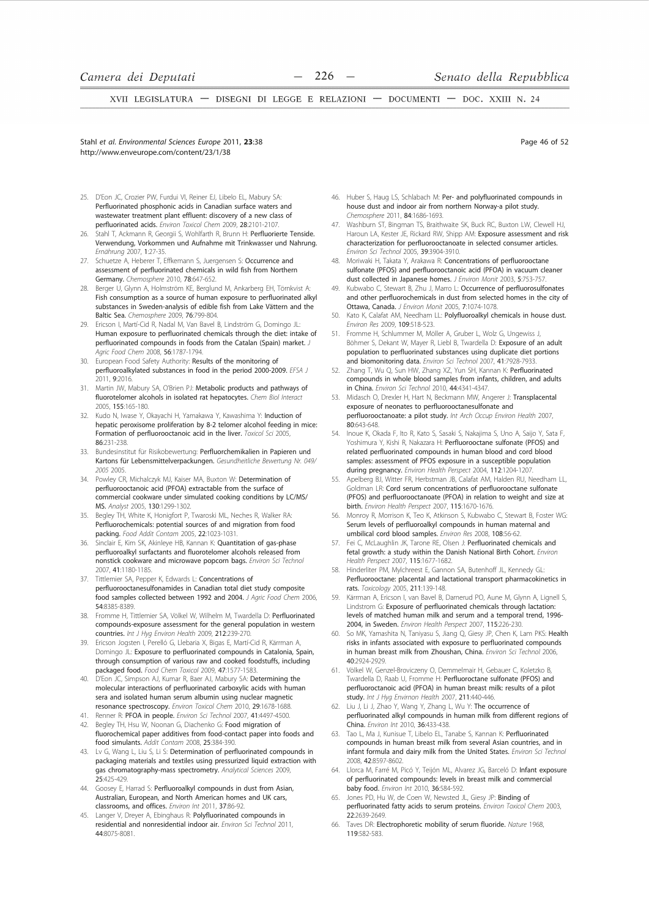25. D'Eon JC, Crozier PW, Furdui VI, Reiner EJ, Libelo EL, Mabury SA: **Perfluorinated phosphonic acids in Canadian surface waters and wastewater treatment plant effluent: discovery of a new class of perfluorinated acids.** *Environ Toxicol Chem* 2009, **28**:2101-2107.
26. Stahl T, Ackmann R, Georgii S, Wohlfarth R, Brunn H: **Perfluorierte Tenside. Verwendung, Vorkommen und Aufnahme mit Trinkwasser und Nahrung.** *Ernährung* 2007, **1**:27-35.
27. Schuetze A, Heberer T, Effkemann S, Juergensen S: **Occurrence and assessment of perfluorinated chemicals in wild fish from Northern Germany.** *Chemosphere* 2010, **78**:647-652.
28. Berger U, Glynn A, Holmström KE, Berglund M, Ankarberg EH, Törnkvist A: **Fish consumption as a source of human exposure to perfluorinated alkyl substances in Sweden-analysis of edible fish from Lake Vättern and the Baltic Sea.** *Chemosphere* 2009, **76**:799-804.
29. Ericson I, Martí-Cid R, Nadal M, Van Bavel B, Lindström G, Domingo JL: **Human exposure to perfluorinated chemicals through the diet: intake of perfluorinated compounds in foods from the Catalan (Spain) market.** *J Agric Food Chem* 2008, **56**:1787-1794.
30. European Food Safety Authority: **Results of the monitoring of perfluoroalkylated substances in food in the period 2000-2009.** *EFSA J* 2011, **9**:2016.
31. Martin JW, Mabury SA, O'Brien PJ: **Metabolic products and pathways of fluorotelomer alcohols in isolated rat hepatocytes.** *Chem Biol Interact* 2005, **155**:165-180.
32. Kudo N, Iwase Y, Okayachi H, Yamakawa Y, Kawashima Y: **Induction of hepatic peroxisome proliferation by 8-2 telomer alcohol feeding in mice: Formation of perfluorooctanoic acid in the liver.** *Toxicol Sci* 2005, **86**:231-238.
33. Bundesinstitut für Risikobewertung: **Perfluorchemikalien in Papieren und Kartons für Lebensmittelverpackungen.** *Gesundheitliche Bewertung Nr. 049/2005* 2005.
34. Powley CR, Michalczyk MJ, Kaiser MA, Buxton W: **Determination of perfluorooctanoic acid (PFOA) extractable from the surface of commercial cookware under simulated cooking conditions by LC/MS/MS.** *Analyst* 2005, **130**:1299-1302.
35. Begley TH, White K, Honigfort P, Twaroski ML, Neches R, Walker RA: **Perfluorochemicals: potential sources of and migration from food packing.** *Food Addit Contam* 2005, **22**:1023-1031.
36. Sinclair E, Kim SK, Akinleye HB, Kannan K: **Quantitation of gas-phase perfluoroalkyl surfactants and fluorotelomer alcohols released from nonstick cookware and microwave popcorn bags.** *Environ Sci Technol* 2007, **41**:1180-1185.
37. Tittlemier SA, Pepper K, Edwards L: **Concentrations of perfluorooctanesulfonamides in Canadian total diet study composite food samples collected between 1992 and 2004.** *J Agric Food Chem* 2006, **54**:8385-8389.
38. Fromme H, Tittlemier SA, Völkel W, Wilhelm M, Twardella D: **Perfluorinated compounds-exposure assessment for the general population in western countries.** *Int J Hyg Environ Health* 2009, **212**:239-270.
39. Ericson Jogsten I, Perelló G, Llebaria X, Bigas E, Martí-Cid R, Kärrman A, Domingo JL: **Exposure to perfluorinated compounds in Catalonia, Spain, through consumption of various raw and cooked foodstuffs, including packaged food.** *Food Chem Toxicol* 2009, **47**:1577-1583.
40. D'Eon JC, Simpson AJ, Kumar R, Baer AJ, Mabury SA: **Determining the molecular interactions of perfluorinated carboxylic acids with human sera and isolated human serum albumin using nuclear magnetic resonance spectroscopy.** *Environ Toxicol Chem* 2010, **29**:1678-1688.
41. Renner R: **PFOA in people.** *Environ Sci Technol* 2007, **41**:4497-4500.
42. Begley TH, Hsu W, Noonan G, Diachenko G: **Food migration of fluorochemical paper additives from food-contact paper into foods and food simulants.** *Addit Contam* 2008, **25**:384-390.
43. Lv G, Wang L, Liu S, Li S: **Determination of perfluorinated compounds in packaging materials and textiles using pressurized liquid extraction with gas chromatography-mass spectrometry.** *Analytical Sciences* 2009, **25**:425-429.
44. Goosey E, Harrad S: **Perfluoroalkyl compounds in dust from Asian, Australian, European, and North American homes and UK cars, classrooms, and offices.** *Environ Int* 2011, **37**:86-92.
45. Langer V, Dreyer A, Ebinghaus R: **Polyfluorinated compounds in residential and nonresidential indoor air.** *Environ Sci Technol* 2011, **44**:8075-8081.
46. Huber S, Haug LS, Schlabach M: **Per- and polyfluorinated compounds in house dust and indoor air from northern Norway-a pilot study.** *Chemosphere* 2011, **84**:1686-1693.
47. Washburn ST, Bingman TS, Braithwaite SK, Buck RC, Buxton LW, Clewell HJ, Haroun LA, Kester JE, Rickard RW, Shipp AM: **Exposure assessment and risk characterization for perfluorooctanoate in selected consumer articles.** *Environ Sci Technol* 2005, **39**:3904-3910.
48. Moriwaki H, Takata Y, Arakawa R: **Concentrations of perfluorooctane sulfonate (PFOS) and perfluorooctanoic acid (PFOA) in vacuum cleaner dust collected in Japanese homes.** *J Environ Monit* 2003, **5**:753-757.
49. Kubwabo C, Stewart B, Zhu J, Marro L: **Occurrence of perfluorosulfonates and other perfluorochemicals in dust from selected homes in the city of Ottawa, Canada.** *J Environ Monit* 2005, **7**:1074-1078.
50. Kato K, Calafat AM, Needham LL: **Polyfluoroalkyl chemicals in house dust.** *Environ Res* 2009, **109**:518-523.
51. Fromme H, Schlummer M, Möller A, Gruber L, Wolz G, Ungewiss J, Böhmer S, Dekant W, Mayer R, Liebl B, Twardella D: **Exposure of an adult population to perfluorinated substances using duplicate diet portions and biomonitoring data.** *Environ Sci Technol* 2007, **41**:7928-7933.
52. Zhang T, Wu Q, Sun HW, Zhang XZ, Yun SH, Kannan K: **Perfluorinated compounds in whole blood samples from infants, children, and adults in China.** *Environ Sci Technol* 2010, **44**:4341-4347.
53. Midasch O, Drexler H, Hart N, Beckmann MW, Angerer J: **Transplacental exposure of neonates to perfluorooctanesulfonate and perfluorooctanoate: a pilot study.** *Int Arch Occup Environ Health* 2007, **80**:643-648.
54. Inoue K, Okada F, Ito R, Kato S, Sasaki S, Nakajima S, Uno A, Saijo Y, Sata F, Yoshimura Y, Kishi R, Nakazara H: **Perfluorooctane sulfonate (PFOS) and related perfluorinated compounds in human blood and cord blood samples: assessment of PFOS exposure in a susceptible population during pregnancy.** *Environ Health Perspect* 2004, **112**:1204-1207.
55. Apelberg BJ, Witter FR, Herbstman JB, Calafat AM, Halden RU, Needham LL, Goldman LR: **Cord serum concentrations of perfluorooctane sulfonate (PFOS) and perfluorooctanoate (PFOA) in relation to weight and size at birth.** *Environ Health Perspect* 2007, **115**:1670-1676.
56. Monroy R, Morrison K, Teo K, Atkinson S, Kubwabo C, Stewart B, Foster WG: **Serum levels of perfluoroalkyl compounds in human maternal and umbilical cord blood samples.** *Environ Res* 2008, **108**:56-62.
57. Fei C, McLaughlin JK, Tarone RE, Olsen J: **Perfluorinated chemicals and fetal growth: a study within the Danish National Birth Cohort.** *Environ Health Perspect* 2007, **115**:1677-1682.
58. Hinderliter PM, Mylchreest E, Gannon SA, Butenhoff JL, Kennedy GL: **Perfluorooctanoate: placental and lactational transport pharmacokinetics in rats.** *Toxicology* 2005, **211**:139-148.
59. Kärrman A, Ericson I, van Bavel B, Darnerud PO, Aune M, Glynn A, Lignell S, Lindstrom G: **Exposure of perfluorinated chemicals through lactation: levels of matched human milk and serum and a temporal trend, 1996-2004, in Sweden.** *Environ Health Perspect* 2007, **115**:226-230.
60. So MK, Yamashita N, Taniyasu S, Jiang Q, Giesy JP, Chen K, Lam PKS: **Health risks in infants associated with exposure to perfluorinated compounds in human breast milk from Zhoushan, China.** *Environ Sci Technol* 2006, **40**:2924-2929.
61. Völkel W, Genzel-Broviczeny O, Demmelmair H, Gebauer C, Koletzko B, Twardella D, Raab U, Fromme H: **Perfluorooctane sulfonate (PFOS) and perfluorooctanoic acid (PFOA) in human breast milk: results of a pilot study.** *Int J Hyg Envirnon Health* 2007, **211**:440-446.
62. Liu J, Li J, Zhao Y, Wang Y, Zhang L, Wu Y: **The occurrence of perfluorinated alkyl compounds in human milk from different regions of China.** *Environ Int* 2010, **36**:433-438.
63. Tao L, Ma J, Kunisue T, Libelo EL, Tanabe S, Kannan K: **Perfluorinated compounds in human breast milk from several Asian countries, and in infant formula and dairy milk from the United States.** *Environ Sci Technol* 2008, **42**:8597-8602.
64. Llorca M, Farré M, Picó Y, Teijón ML, Alvarez JG, Barceló D: **Infant exposure of perfluorinated compounds: levels in breast milk and commercial baby food.** *Environ Int* 2010, **36**:584-592.
65. Jones PD, Hu W, de Coen W, Newsted JL, Giesy JP: **Binding of perfluorinated fatty acids to serum proteins.** *Environ Toxicol Chem* 2003, **22**:2639-2649.
66. Taves DR: **Electrophoretic mobility of serum fluoride.** *Nature* 1968, **119**:582-583.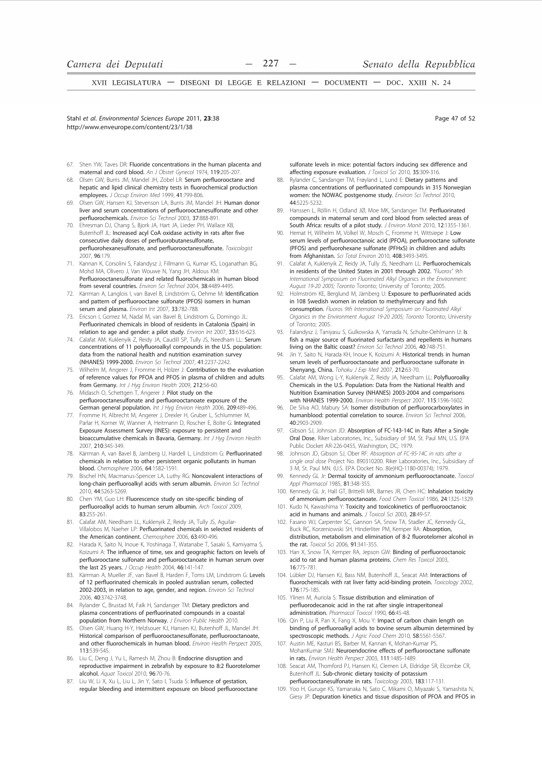67. Shen YW, Taves DR: **Fluoride concentrations in the human placenta and maternal and cord blood.** *An J Obstet Gynecol* 1974, **119**:205-207.
68. Olsen GW, Burris JM, Mandel JH, Zobel LR: **Serum perfluorooctane and hepatic and lipid clinical chemistry tests in fluorochemical production employees.** *J Occup Environ Med* 1999, **41**:799-806.
69. Olsen GW, Hansen KJ, Stevenson LA, Burris JM, Mandel JH: **Human donor liver and serum concentrations of perfluorooctanesulfonate and other perfluorochemicals.** *Environ Sci Technol* 2003, **37**:888-891.
70. Ehresman DJ, Chang S, Bjork JA, Hart JA, Lieder PH, Wallace KB, Butenhoff JL: **Increased acyl CoA oxidase activity in rats after five consecutive daily doses of perfluorobutanesulfonate, perfluorohexanesulfonate, and perfluorooctanesulfonate.** *Toxicologist* 2007, **96**:179.
71. Kannan K, Corsolini S, Falandysz J, Fillmann G, Kumar KS, Loganathan BG, Mohd MA, Olivero J, Van Wouwe N, Yang JH, Aldous KM: **Perfluorooctanesulfonate and related fluorochemicals in human blood from several countries.** *Environ Sci Technol* 2004, **38**:4489-4495.
72. Kärrman A, Langlois I, van Bavel B, Lindström G, Oehme M: **Identification and pattern of perfluorooctane sulfonate (PFOS) isomers in human serum and plasma.** *Environ Int* 2007, **33**:782-788.
73. Ericson I, Gomez M, Nadal M, van Bavel B, Lindstrom G, Domingo JL: **Perfluorinated chemicals in blood of residents in Catalonia (Spain) in relation to age and gender: a pilot study.** *Environ Int* 2007, **33**:616-623.
74. Calafat AM, Kuklenyik Z, Reidy JA, Caudill SP, Tully JS, Needham LL: **Serum concentrations of 11 polyfluoroalkyl compounds in the U.S. population: data from the national health and nutrition examination survey (NHANES) 1999-2000.** *Environ Sci Technol* 2007, **41**:2237-2242.
75. Wilhelm M, Angerer J, Fromme H, Hölzer J: **Contribution to the evaluation of reference values for PFOA and PFOS in plasma of children and adults from Germany.** *Int J Hyg Environ Health* 2009, **212**:56-60.
76. Midasch O, Schettgen T, Angerer J: **Pilot study on the perfluorooctanesulfonate and perfluorooctanoate exposure of the German general population.** *Int J Hyg Environ Health* 2006, **209**:489-496.
77. Fromme H, Albrecht M, Angerer J, Drexler H, Gruber L, Schlummer M, Parlar H, Korner W, Wanner A, Heitmann D, Roscher E, Bolte G: **Integrated Exposure Assessment Survey (INES): exposure to persistent and bioaccumulative chemicals in Bavaria, Germany.** *Int J Hyg Environ Health* 2007, **210**:345-349.
78. Kärrman A, van Bavel B, Jarnberg U, Hardell L, Lindstrom G: **Perfluorinated chemicals in relation to other persistent organic pollutants in human blood.** *Chemosphere* 2006, **64**:1582-1591.
79. Bischel HN, Macmanus-Spencer LA, Luthy RG: **Noncovalent interactions of long-chain perfluoroalkyl acids with serum albumin.** *Environ Sci Technol* 2010, **44**:5263-5269.
80. Chen YM, Guo LH: **Fluorescence study on site-specific binding of perfluoroalkyl acids to human serum albumin.** *Arch Toxicol* 2009, **83**:255-261.
81. Calafat AM, Needham LL, Kuklenyik Z, Reidy JA, Tully JS, Aguilar-Villalobos M, Naeher LP: **Perfluorinated chemicals in selected residents of the American continent.** *Chemosphere* 2006, **63**:490-496.
82. Harada K, Saito N, Inoue K, Yoshinaga T, Watanabe T, Sasaki S, Kamiyama S, Koizumi A: **The influence of time, sex and geographic factors on levels of perfluorooctane sulfonate and perfluorooctanoate in human serum over the last 25 years.** *J Occup Health* 2004, **46**:141-147.
83. Kärrman A, Mueller JF, van Bavel B, Harden F, Toms LM, Lindstrom G: **Levels of 12 perfluorinated chemicals in pooled australian serum, collected 2002-2003, in relation to age, gender, and region.** *Environ Sci Technol* 2006, **40**:3742-3748.
84. Rylander C, Brustad M, Falk H, Sandanger TM: **Dietary predictors and plasma concentrations of perfluorinated compounds in a coastal population from Northern Norway.** *J Environ Public Health* 2010.
85. Olsen GW, Huang H-Y, Helzlsouer KJ, Hansen KJ, Butenhoff JL, Mandel JH: **Historical comparison of perfluorooctanesulfonate, perfluorooctanoate, and other fluorochemicals in human blood.** *Environ Health Perspect* 2005, **113**:539-545.
86. Liu C, Deng J, Yu L, Ramesh M, Zhou B: **Endocrine disruption and reproductive impairment in zebrafish by exposure to 8:2 fluorotelomer alcohol.** *Aquat Toxicol* 2010, **96**:70-76.
87. Liu W, Li X, Xu L, Liu L, Jin Y, Sato I, Tsuda S: **Influence of gestation, regular bleeding and intermittent exposure on blood perfluorooctane sulfonate levels in mice: potential factors inducing sex difference and affecting exposure evaluation.** *J Toxicol Sci* 2010, **35**:309-316.
88. Rylander C, Sandanger TM, Frøyland L, Lund E: **Dietary patterns and plasma concentrations of perfluorinated compounds in 315 Norwegian women: the NOWAC postgenome study.** *Environ Sci Technol* 2010, **44**:5225-5232.
89. Hanssen L, Röllin H, Odland JØ, Moe MK, Sandanger TM: **Perfluorinated compounds in maternal serum and cord blood from selected areas of South Africa: results of a pilot study.** *J Environ Monit* 2010, **12**:1355-1361.
90. Hemat H, Wilhelm M, Völkel W, Mosch C, Fromme H, Wittsiepe J: **Low serum levels of perfluorooctanoic acid (PFOA), perfluorooctane sulfonate (PFOS) and perfluorohexane sulfonate (PFHxS) in children and adults from Afghanistan.** *Sci Total Environ* 2010, **408**:3493-3495.
91. Calafat A, Kuklenyik Z, Reidy JA, Tully JS, Needham LL: **Perfluorochemicals in residents of the United States in 2001 through 2002.** *"Fluoros" 9th International Symposium on Fluorinated Alkyl Organics in the Environment: August 19-20 2005; Toronto* Toronto; University of Toronto; 2005.
92. Holmström KE, Berglund M, Järnberg U: **Exposure to perfluorinated acids in 108 Swedish women in relation to methylmercury and fish consumption.** *Fluoros 9th International Symposium on Fluorinated Alkyl Organics in the Environment August 19-20 2005; Toronto* Toronto; University of Toronto; 2005.
93. Falandysz J, Taniyasu S, Gulkowska A, Yamada N, Schulte-Oehlmann U: **Is fish a major source of fluorinated surfactants and repellents in humans living on the Baltic coast?** *Environ Sci Technol* 2006, **40**:748-751.
94. Jin Y, Saito N, Harada KH, Inoue K, Koizumi A: **Historical trends in human serum levels of perfluorooctanoate and perfluorooctane sulfonate in Shenyang, China.** *Tohoku J Exp Med* 2007, **212**:63-70.
95. Calafat AM, Wong L-Y, Kuklenyik Z, Reidy JA, Needham LL: **Polyfluoroalky Chemicals in the U.S. Population: Data from the National Health and Nutrition Examination Survey (NHANES) 2003-2004 and comparisons with NHANES 1999-2000.** *Environ Health Perspect* 2007, **115**:1596-1602.
96. De Silva AO, Mabury SA: **Isomer distribution of perfluorocarboxylates in humanblood: potential correlation to source.** *Environ Sci Technol* 2006, **40**:2903-2909.
97. Gibson SJ, Johnson JD: **Absorption of FC-143-14C in Rats After a Single Oral Dose.** Riker Laboratories, Inc., Subsidiary of 3M, St. Paul MN, U.S. EPA Public Docket AR-226-0455, Washington, DC; 1979.
98. Johnson JD, Gibson SJ, Ober RF: *Absorption of FC-95-14C in rats after a single oral dose* Project No. 890310200. Riker Laboratories, Inc., Subsidiary of 3 M, St. Paul MN. (U.S. EPA Docket No. 8(e)HQ-1180-00374); 1979.
99. Kennedy GL Jr: **Dermal toxicity of ammonium perfluorooctanoate.** *Toxicol Appl Pharmacol* 1985, **81**:348-355.
100. Kennedy GL Jr, Hall GT, Brittelli MR, Barnes JR, Chen HC: **Inhalation toxicity of ammonium perfluorooctanoate.** *Food Chem Toxicol* 1986, **24**:1325-1329.
101. Kudo N, Kawashima Y: **Toxicity and toxicokinetics of perfluorooctanoic acid in humans and animals.** *J Toxicol Sci* 2003, **28**:49-57.
102. Fasano WJ, Carpenter SC, Gannon SA, Snow TA, Stadler JC, Kennedy GL, Buck RC, Korzeniowski SH, Hinderliter PM, Kemper RA: **Absorption, distribution, metabolism and elimination of 8-2 fluorotelomer alcohol in the rat.** *Toxicol Sci* 2006, **91**:341-355.
103. Han X, Snow TA, Kemper RA, Jepson GW: **Binding of perfluorooctanoic acid to rat and human plasma proteins.** *Chem Res Toxicol* 2003, **16**:775-781.
104. Lübker DJ, Hansen KJ, Bass NM, Butenhoff JL, Seacat AM: **Interactions of fluorochemicals with rat liver fatty acid-binding protein.** *Toxicology* 2002, **176**:175-185.
105. Ylinen M, Auriola S: **Tissue distribution and elimination of perfluorodecanoic acid in the rat after single intraperitoneal administration.** *Pharmacol Toxicol* 1990, **66**:45-48.
106. Qin P, Liu R, Pan X, Fang X, Mou Y: **Impact of carbon chain length on binding of perfluoroalkyl acids to bovine serum albumin determined by spectroscopic methods.** *J Agric Food Chem* 2010, **58**:5561-5567.
107. Austin ME, Kasturi BS, Barber M, Kannan K, Mohan-Kumar PS, MohanKumar SMJ: **Neuroendocrine effects of perfluorooctane sulfonate in rats.** *Environ Health Perspect* 2003, **111**:1485-1489.
108. Seacat AM, Thomford PJ, Hansen KJ, Clemen LA, Eldridge SR, Elcombe CR, Butenhoff JL: **Sub-chronic dietary toxicity of potassium perfluorooctanesulfonate in rats.** *Toxicology* 2003, **183**:117-131.
109. Yoo H, Guruge KS, Yamanaka N, Sato C, Mikami O, Miyazaki S, Yamashita N, Giesy JP: **Depuration kinetics and tissue disposition of PFOA and PFOS in**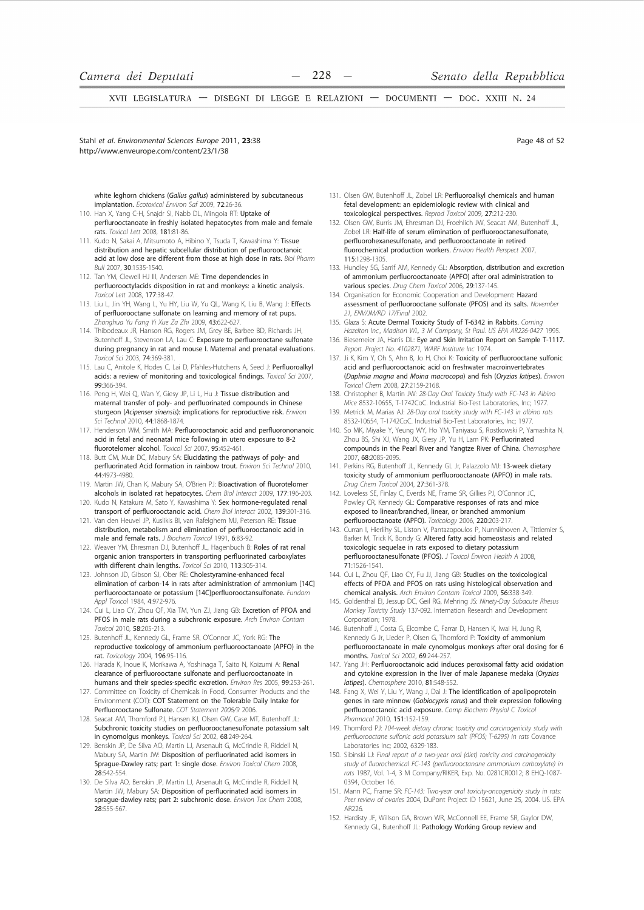white leghorn chickens (*Gallus gallus*) administered by subcutaneous implantation. *Ecotoxicol Environ Saf* 2009, **72**:26-36.

110. Han X, Yang C-H, Snajdr SI, Nabb DL, Mingoia RT: **Uptake of perfluorooctanoate in freshly isolated hepatocytes from male and female rats.** *Toxicol Lett* 2008, **181**:81-86.
111. Kudo N, Sakai A, Mitsumoto A, Hibino Y, Tsuda T, Kawashima Y: **Tissue distribution and hepatic subcellular distribution of perfluorooctanoic acid at low dose are different from those at high dose in rats.** *Biol Pharm Bull* 2007, **30**:1535-1540.
112. Tan YM, Clewell HJ III, Andersen ME: **Time dependencies in perfluorooctylacids disposition in rat and monkeys: a kinetic analysis.** *Toxicol Lett* 2008, **177**:38-47.
113. Liu L, Jin YH, Wang L, Yu HY, Liu W, Yu QL, Wang K, Liu B, Wang J: **Effects of perfluorooctane sulfonate on learning and memory of rat pups.** *Zhonghua Yu Fang Yi Xue Za Zhi* 2009, **43**:622-627.
114. Thibodeaux JR, Hanson RG, Rogers JM, Grey BE, Barbee BD, Richards JH, Butenhoff JL, Stevenson LA, Lau C: **Exposure to perfluorooctane sulfonate during pregnancy in rat and mouse I. Maternal and prenatal evaluations.** *Toxicol Sci* 2003, **74**:369-381.
115. Lau C, Anitole K, Hodes C, Lai D, Pfahles-Hutchens A, Seed J: **Perfluoroalkyl acids: a review of monitoring and toxicological findings.** *Toxicol Sci* 2007, **99**:366-394.
116. Peng H, Wei Q, Wan Y, Giesy JP, Li L, Hu J: **Tissue distribution and maternal transfer of poly- and perfluorinated compounds in Chinese sturgeon (*Acipenser sinensis*): implications for reproductive risk.** *Environ Sci Technol* 2010, **44**:1868-1874.
117. Henderson WM, Smith MA: **Perfluorooctanoic acid and perfluorononanoic acid in fetal and neonatal mice following in utero exposure to 8-2 fluorotelomer alcohol.** *Toxicol Sci* 2007, **95**:452-461.
118. Butt CM, Muir DC, Mabury SA: **Elucidating the pathways of poly- and perfluorinated Acid formation in rainbow trout.** *Environ Sci Technol* 2010, **44**:4973-4980.
119. Martin JW, Chan K, Mabury SA, O'Brien PJ: **Bioactivation of fluorotelomer alcohols in isolated rat hepatocytes.** *Chem Biol Interact* 2009, **177**:196-203.
120. Kudo N, Katakura M, Sato Y, Kawashima Y: **Sex hormone-regulated renal transport of perfluorooctanoic acid.** *Chem Biol Interact* 2002, **139**:301-316.
121. Van den Heuvel JP, Kuslikis BI, van Rafelghem MJ, Peterson RE: **Tissue distribution, metabolism and elimination of perfluorooctanoic acid in male and female rats.** *J Biochem Toxicol* 1991, **6**:83-92.
122. Weaver YM, Ehresman DJ, Butenhoff JL, Hagenbuch B: **Roles of rat renal organic anion transporters in transporting perfluorinated carboxylates with different chain lengths.** *Toxicol Sci* 2010, **113**:305-314.
123. Johnson JD, Gibson SJ, Ober RE: **Cholestyramine-enhanced fecal elimination of carbon-14 in rats after administration of ammonium [14C] perfluorooctanoate or potassium [14C]perfluorooctansulfonate.** *Fundam Appl Toxicol* 1984, **4**:972-976.
124. Cui L, Liao CY, Zhou QF, Xia TM, Yun ZJ, Jiang GB: **Excretion of PFOA and PFOS in male rats during a subchronic exposure.** *Arch Environ Contam Toxicol* 2010, **58**:205-213.
125. Butenhoff JL, Kennedy GL, Frame SR, O'Connor JC, York RG: **The reproductive toxicology of ammonium perfluorooctanoate (APFO) in the rat.** *Toxicology* 2004, **196**:95-116.
126. Harada K, Inoue K, Morikawa A, Yoshinaga T, Saito N, Koizumi A: **Renal clearance of perfluorooctane sulfonate and perfluorooctanoate in humans and their species-specific excretion.** *Environ Res* 2005, **99**:253-261.
127. Committee on Toxicity of Chemicals in Food, Consumer Products and the Environment (COT): **COT Statement on the Tolerable Daily Intake for Perfluorooctane Sulfonate.** *COT Statement 2006/9* 2006.
128. Seacat AM, Thomford PJ, Hansen KJ, Olsen GW, Case MT, Butenhoff JL: **Subchronic toxicity studies on perfluorooctanesulfonate potassium salt in cynomolgus monkeys.** *Toxicol Sci* 2002, **68**:249-264.
129. Benskin JP, De Silva AO, Martin LJ, Arsenault G, McCrindle R, Riddell N, Mabury SA, Martin JW: **Disposition of perfluorinated acid isomers in Sprague-Dawley rats; part 1: single dose.** *Environ Toxicol Chem* 2008, **28**:542-554.
130. De Silva AO, Benskin JP, Martin LJ, Arsenault G, McCrindle R, Riddell N, Martin JW, Mabury SA: **Disposition of perfluorinated acid isomers in sprague-dawley rats; part 2: subchronic dose.** *Environ Tox Chem* 2008, **28**:555-567.
131. Olsen GW, Butenhoff JL, Zobel LR: **Perfluoroalkyl chemicals and human fetal development: an epidemiologic review with clinical and toxicological perspectives.** *Reprod Toxicol* 2009, **27**:212-230.
132. Olsen GW, Burris JM, Ehresman DJ, Froehlich JW, Seacat AM, Butenhoff JL, Zobel LR: **Half-life of serum elimination of perfluorooctanesulfonate, perfluorohexanesulfonate, and perfluorooctanoate in retired fluorochemical production workers.** *Environ Health Perspect* 2007, **115**:1298-1305.
133. Hundley SG, Sarrif AM, Kennedy GL: **Absorption, distribution and excretion of ammonium perfluorooctanoate (APFO) after oral administration to various species.** *Drug Chem Toxicol* 2006, **29**:137-145.
134. Organisation for Economic Cooperation and Development: **Hazard assessment of perfluorooctane sulfonate (PFOS) and its salts.** *November 21, ENV/JM/RD 17/Final* 2002.
135. Glaza S: **Acute Dermal Toxicity Study of T-6342 in Rabbits.** *Corning Hazelton Inc., Madison WI., 3 M Company, St Paul. US EPA AR226-0427* 1995.
136. Biesemeier JA, Harris DL: **Eye and Skin Irritation Report on Sample T-1117.** *Report. Project No. 4102871, WARF Institute Inc* 1974.
137. Ji K, Kim Y, Oh S, Ahn B, Jo H, Choi K: **Toxicity of perfluorooctane sulfonic acid and perfluorooctanoic acid on freshwater macroinvertebrates (*Daphnia magna* and *Moina macrocopa*) and fish (*Oryzias latipes*).** *Environ Toxicol Chem* 2008, **27**:2159-2168.
138. Christopher B, Martin JW: *28-Day Oral Toxicity Study with FC-143 in Albino Mice* 8532-10655, T-1742CoC. Industrial Bio-Test Laboratories, Inc; 1977.
139. Metrick M, Marias AJ: *28-Day oral toxicity study with FC-143 in albino rats* 8532-10654, T-1742CoC. Industrial Bio-Test Laboratories, Inc; 1977.
140. So MK, Miyake Y, Yeung WY, Ho YM, Taniyasu S, Rostkowski P, Yamashita N, Zhou BS, Shi XJ, Wang JX, Giesy JP, Yu H, Lam PK: **Perfluorinated compounds in the Pearl River and Yangtze River of China.** *Chemosphere* 2007, **68**:2085-2095.
141. Perkins RG, Butenhoff JL, Kennedy GL Jr, Palazzolo MJ: **13-week dietary toxicity study of ammonium perfluorooctanoate (APFO) in male rats.** *Drug Chem Toxicol* 2004, **27**:361-378.
142. Loveless SE, Finlay C, Everds NE, Frame SR, Gillies PJ, O'Connor JC, Powley CR, Kennedy GL: **Comparative responses of rats and mice exposed to linear/branched, linear, or branched ammonium perfluorooctanoate (APFO).** *Toxicology* 2006, **220**:203-217.
143. Curran I, Hierlihy SL, Liston V, Pantazopoulos P, Nunnikhoven A, Tittlemier S, Barker M, Trick K, Bondy G: **Altered fatty acid homeostasis and related toxicologic sequelae in rats exposed to dietary potassium perfluorooctanesulfonate (PFOS).** *J Toxicol Environ Health A* 2008, **71**:1526-1541.
144. Cui L, Zhou QF, Liao CY, Fu JJ, Jiang GB: **Studies on the toxicological effects of PFOA and PFOS on rats using histological observation and chemical analysis.** *Arch Environ Contam Toxicol* 2009, **56**:338-349.
145. Goldenthal EI, Jessup DC, Geil RG, Mehring JS: *Ninety-Day Subacute Rhesus Monkey Toxicity Study* 137-092. Internation Research and Development Corporation; 1978.
146. Butenhoff J, Costa G, Elcombe C, Farrar D, Hansen K, Iwai H, Jung R, Kennedy G Jr, Lieder P, Olsen G, Thomford P: **Toxicity of ammonium perfluorooctanoate in male cynomolgus monkeys after oral dosing for 6 months.** *Toxicol Sci* 2002, **69**:244-257.
147. Yang JH: **Perfluorooctanoic acid induces peroxisomal fatty acid oxidation and cytokine expression in the liver of male Japanese medaka (*Oryzias latipes*).** *Chemosphere* 2010, **81**:548-552.
148. Fang X, Wei Y, Liu Y, Wang J, Dai J: **The identification of apolipoprotein genes in rare minnow (*Gobiocypris rarus*) and their expression following perfluorooctanoic acid exposure.** *Comp Biochem Physiol C Toxicol Pharmacol* 2010, **151**:152-159.
149. Thomford PJ: *104-week dietary chronic toxicity and carcinogenicity study with perfluorooctane sulfonic acid potassium salt (PFOS; T-6295) in rats* Covance Laboratories Inc; 2002, 6329-183.
150. Sibinski LJ: *Final report of a two-year oral (diet) toxicity and carcinogenicity study of fluorochemical FC-143 (perfluorooctanane ammonium carboxylate) in rats* 1987, Vol. 1-4, 3 M Company/RIKER, Exp. No. 0281CR0012; 8 EHQ-1087-0394, October 16.
151. Mann PC, Frame SR: *FC-143: Two-year oral toxicity-oncogenicity study in rats: Peer review of ovaries* 2004, DuPont Project ID 15621, June 25, 2004. US. EPA AR226.
152. Hardisty JF, Willson GA, Brown WR, McConnell EE, Frame SR, Gaylor DW, Kennedy GL, Butenhoff JL: **Pathology Working Group review and**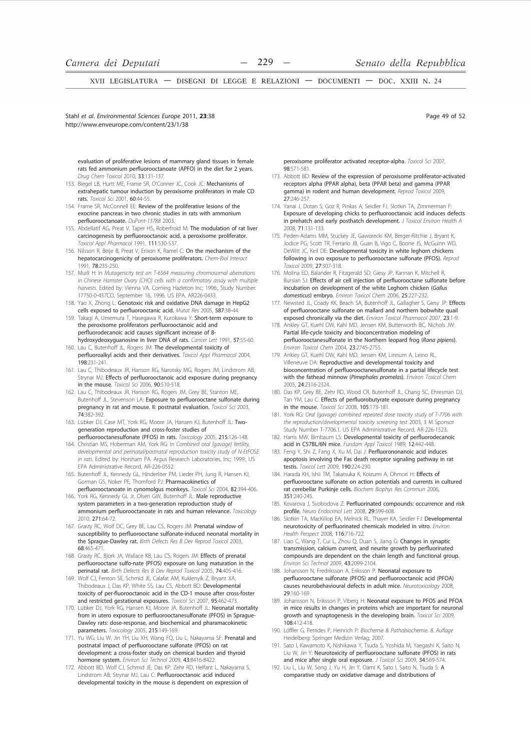evaluation of proliferative lesions of mammary gland tissues in female rats fed ammonium perfluorooctanoate (APFO) in the diet for 2 years. *Drug Chem Toxicol* 2010, **33**:131-137.

153. Biegel LB, Hurtt ME, Frame SR, O'Conner JC, Cook JC: **Mechanisms of extrahepatic tumour induction by peroxisome proliferators in male CD rats.** *Toxicol Sci* 2001, **60**:44-55.
154. Frame SR, McConnell EE: **Review of the proliferative lesions of the exocrine pancreas in two chronic studies in rats with ammonium perfluorooctanoate.** *DuPont-13788* 2003.
155. Abdellatif AG, Preat V, Taper HS, Roberfroid M: **The modulation of rat liver carcinogenesis by perfluorooctanoic acid, a peroxisome proliferator.** *Toxicol Appl Pharmacol* 1991, **111**:530-537.
156. Nilsson R, Beije B, Preat V, Erixon K, Ramel C: **On the mechanism of the hepatocarcinogenicity of peroxisome proliferators.** *Chem-Biol Interact* 1991, **78**:235-250.
157. Murli H: In *Mutagenicity test on T-6564 measuring chromosomal aberrations in Chinese Hamster Ovary (CHO) cells with a confirmatory assay with multiple harvests.* Edited by: Vienna VA. Corning Hazleton Inc; 1996:, Study Number: 17750-0-437CO, September 16, 1996. US EPA. AR226-0433.
158. Yao X, Zhong L: **Genotoxic risk and oxidative DNA damage in HepG2 cells exposed to perfluorooctanoic acid.** *Mutat Res* 2005, **587**:38-44.
159. Takagi A, Umemura T, Hasegawa R, Kurokawa Y: **Short-term exposure to the peroxisome proliferators perfluorooctanoic acid and perfluorodecanoic acid causes significant increase of 8-hydroxydeoxyguanosine in liver DNA of rats.** *Cancer Lett* 1991, **57**:55-60.
160. Lau C, Butenhoff JL, Rogers JM: **The developmental toxicity of perfluoroalkyl acids and their derivatives.** *Toxicol Appl Pharmacol* 2004, **198**:231-241.
161. Lau C, Thibodeaux JR, Hanson RG, Narotsky MG, Rogers JM, Lindstrom AB, Strynar MJ: **Effects of perfluorooctanoic acid exposure during pregnancy in the mouse.** *Toxicol Sci* 2006, **90**:510-518.
162. Lau C, Thibodeaux JR, Hanson RG, Rogers JM, Grey BE, Stanton ME, Butenhoff JL, Stevenson LA: **Exposure to perfluorooctane sulfonate during pregnancy in rat and mouse. II: postnatal evaluation.** *Toxicol Sci* 2003, **74**:382-392.
163. Lübker DJ, Case MT, York RG, Moore JA, Hansen KJ, Butenhoff JL: **Two-generation reproduction and cross-foster studies of perfluorooctanesulfonate (PFOS) in rats.** *Toxicology* 2005, **215**:126-148.
164. Christian MS, Hoberman AM, York RG: In *Combined oral (gavage) fertility, developmental and perinatal/postnatal reproduction toxicity study of N-EtFOSE in rats.* Edited by: Horsham PA. Argus Research Laboratories, Inc; 1999:, US EPA Administrative Record, AR-226-0552.
165. Butenhoff JL, Kennedy GL, Hinderliter PM, Lieder PH, Jung R, Hansen KJ, Gorman GS, Noker PE, Thomford PJ: **Pharmacokinetics of perfluorooctanoate in cynomolgus monkeys.** *Toxicol Sci* 2004, **82**:394-406.
166. York RG, Kennedy GL Jr, Olsen GW, Butenhoff JL: **Male reproductive system parameters in a two-generation reproduction study of ammonium perfluorooctanoate in rats and human relevance.** *Toxicology* 2010, **271**:64-72.
167. Grasty RC, Wolf DC, Grey BE, Lau CS, Rogers JM: **Prenatal window of susceptibility to perfluorooctane sulfonate-induced neonatal mortality in the Sprague-Dawley rat.** *Birth Defects Res B Dev Reprod Toxicol* 2003, **68**:465-471.
168. Grasty RC, Bjork JA, Wallace KB, Lau CS, Rogers JM: **Effects of prenatal perfluorooctane sulfo-nate (PFOS) exposure on lung maturation in the perinatal rat.** *Birth Defects Res B Dev Reprod Toxicol* 2005, **74**:405-416.
169. Wolf CJ, Fenton SE, Schmid JE, Calafat AM, Kuklenyik Z, Bryant XA, Thibodeaux J, Das KP, White SS, Lau CS, Abbott BD: **Developmental toxicity of per-fluorooctanoic acid in the CD-1 mouse after cross-foster and restricted gestational exposures.** *Toxicol Sci* 2007, **95**:462-473.
170. Lübker DJ, York RG, Hansen KJ, Moore JA, Butenhoff JL: **Neonatal mortality from in utero exposure to perfluorooctanesulfonate (PFOS) in Sprague-Dawley rats: dose-response, and biochemical and pharamacokinetic parameters.** *Toxicology* 2005, **215**:149-169.
171. Yu WG, Liu W, Jin YH, Liu XH, Wang FQ, Liu L, Nakayama SF: **Prenatal and postnatal impact of perfluorooctane sulfonate (PFOS) on rat development: a cross-foster study on chemical burden and thyroid hormone system.** *Environ Sci Technol* 2009, **43**:8416-8422.
172. Abbott BD, Wolf CJ, Schmid JE, Das KP, Zehr RD, Helfant L, Nakayama S, Lindstrom AB, Strynar MJ, Lau C: **Perfluorooctanoic acid induced developmental toxicity in the mouse is dependent on expression of peroxisome proliferator activated receptor-alpha.** *Toxicol Sci* 2007, **98**:571-581.
173. Abbott BD: **Review of the expression of peroxisome proliferator-activated receptors alpha (PPAR alpha), beta (PPAR beta) and gamma (PPAR gamma) in rodent and human development.** *Reprod Toxicol* 2009, **27**:246-257.
174. Yanai J, Dotan S, Goz R, Pinkas A, Seidler FJ, Slotkin TA, Zimmerman F: **Exposure of developing chicks to perfluorooctanoic acid induces defects in prehatch and early posthatch development.** *J Toxicol Environ Health A* 2008, **71**:131-133.
175. Peden-Adams MM, Stuckey JE, Gaworecki KM, Berger-Ritchie J, Bryant K, Jodice PG, Scott TR, Ferrario JB, Guan B, Vigo C, Boone JS, McGuinn WD, DeWitt JC, Keil DE: **Developmental toxicity in white leghorn chickens following in ovo exposure to perfluorooctane sulfonate (PFOS).** *Reprod Toxicol* 2009, **27**:307-318.
176. Molina ED, Balander R, Fitzgerald SD, Giesy JP, Kannan K, Mitchell R, Bursian SJ: **Effects of air cell injection of perfluorooctane sulfonate before incubation on development of the white Leghorn chicken (*Gallus domesticus*) embryo.** *Environ Toxicol Chem* 2006, **25**:227-232.
177. Newsted JL, Coady KK, Beach SA, Butenhoff JL, Gallagher S, Giesy JP: **Effects of perfluorooctane sulfonate on mallard and northern bobwhite quail exposed chronically via the diet.** *Environ Toxicol Pharmacol* 2007, **23**:1-9.
178. Ankley GT, Kuehl DW, Kahl MD, Jensen KM, Butterworth BC, Nichols JW: **Partial life-cycle toxicity and bioconcentration modeling of perfluorooctanesulfonate in the Northern leopard frog (*Rana pipiens*).** *Environ Toxicol Chem* 2004, **23**:2745-2755.
179. Ankley GT, Kuehl DW, Kahl MD, Jensen KM, Linnum A, Leino RL, Villeneuve DA: **Reproductive and developmental toxicity and bioconcentration of perfluorooctanesulfonate in a partial lifecycle test with the fathead minnow (*Pimephales promelas*).** *Environ Toxicol Chem* 2005, **24**:2316-2324.
180. Das KP, Grey BE, Zehr RD, Wood CR, Butenhoff JL, Chang SC, Ehresman DJ, Tan YM, Lau C: **Effects of perfluorobutyrate exposure during pregnancy in the mouse.** *Toxicol Sci* 2008, **105**:173-181.
181. York RG: *Oral (gavage) combined repeated dose toxicity study of T-7706 with the reproduction/developmental toxicity screening test* 2003, 3 M Sponsor Study Number T-7706.1. US EPA Administrative Record, AR-226-1523.
182. Harris MW, Birnbaum LS: **Developmental toxicity of perfluorodecanoic acid in C57BL/6N mice.** *Fundam Appl Toxicol* 1989, **12**:442-448.
183. Feng Y, Shi Z, Fang X, Xu M, Dai J: **Perfluorononanoic acid induces apoptosis involving the Fas death receptor signaling pathway in rat testis.** *Toxicol Lett* 2009, **190**:224-230.
184. Harada KH, Ishii TM, Takatsuka K, Koizumi A, Ohmori H: **Effects of perfluorooctane sulfonate on action potentials and currents in cultured rat cerebellar Purkinje cells.** *Biochem Biophys Res Commun* 2006, **351**:240-245.
185. Kovarova J, Svobodova Z: **Perfluorinated compounds: occurrence and risk profile.** *Neuro Endocrinol Lett* 2008, **29**:599-608.
186. Slotkin TA, MacKillop EA, Melnick RL, Thayer KA, Seidler FJ: **Developmental neurotoxicity of perfluorinated chemicals modeled in vitro.** *Environ Health Perspect* 2008, **116**:716-722.
187. Liao C, Wang T, Cui L, Zhou Q, Duan S, Jiang G: **Changes in synaptic transmission, calcium current, and neurite growth by perfluorinated compounds are dependent on the chain length and functional group.** *Environ Sci Technol* 2009, **43**:2099-2104.
188. Johansson N, Fredriksson A, Eriksson P: **Neonatal exposure to perfluorooctane sulfonate (PFOS) and perfluorooctanoic acid (PFOA) causes neurobehavioural defects in adult mice.** *Neurotoxicology* 2008, **29**:160-169.
189. Johansson N, Eriksson P, Viberg H: **Neonatal exposure to PFOS and PFOA in mice results in changes in proteins which are important for neuronal growth and synaptogenesis in the developing brain.** *Toxicol Sci* 2009, **108**:412-418.
190. Löffler G, Petrides P, Heinrich P: *Biochemie & Pathobiochemie. 8. Auflage* Heidelberg: Springer Medizin Verlag; 2007.
191. Sato I, Kawamoto K, Nishikawa Y, Tsuda S, Yoshida M, Yaegashi K, Saito N, Liu W, Jin Y: **Neurotoxicity of perfluorooctane sulfonate (PFOS) in rats and mice after single oral exposure.** *J Toxicol Sci* 2009, **34**:569-574.
192. Liu L, Liu W, Song J, Yu H, Jin Y, Oami K, Sato I, Saito N, Tsuda S: **A comparative study on oxidative damage and distributions of**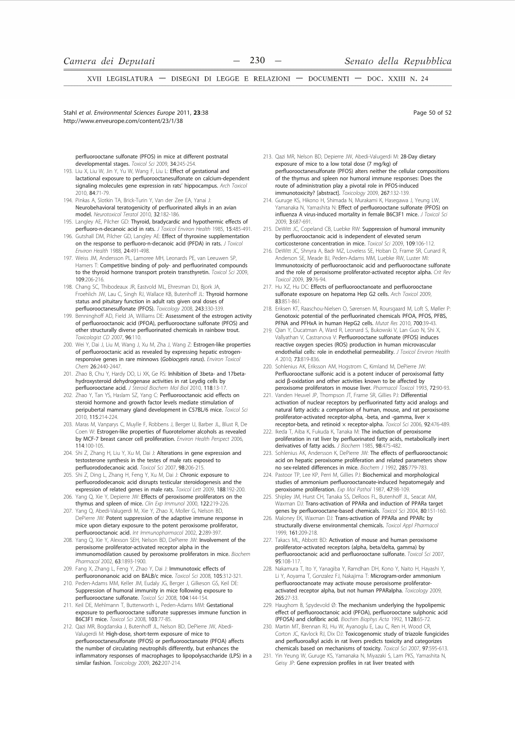perfluorooctane sulfonate (PFOS) in mice at different postnatal developmental stages. *Toxicol Sci* 2009, **34**:245-254.

193. Liu X, Liu W, Jin Y, Yu W, Wang F, Liu L: **Effect of gestational and lactational exposure to perfluorooctanesulfonate on calcium-dependent signaling molecules gene expression in rats' hippocampus.** *Arch Toxicol* 2010, **84**:71-79.
194. Pinkas A, Slotkin TA, Brick-Turin Y, Van der Zee EA, Yanai J: **Neurobehavioral teratogenicity of perfluorinated alkyls in an avian model.** *Neurotoxicol Teratol* 2010, **32**:182-186.
195. Langley AE, Pilcher GD: **Thyroid, bradycardic and hypothermic effects of perfluoro-n-decanoic acid in rats.** *J Toxicol Environ Health* 1985, **15**:485-491.
196. Gutshall DM, Pilcher GD, Langley AE: **Effect of thyroxine supplementation on the response to perfluoro-n-decanoic acid (PFDA) in rats.** *J Toxicol Environ Health* 1988, **24**:491-498.
197. Weiss JM, Andersson PL, Lamoree MH, Leonards PE, van Leeuwen SP, Hamers T: **Competitive binding of poly- and perfluorinated compounds to the thyroid hormone transport protein transthyretin.** *Toxicol Sci* 2009, **109**:206-216.
198. Chang SC, Thibodeaux JR, Eastvold ML, Ehresman DJ, Bjork JA, Froehlich JW, Lau C, Singh RJ, Wallace KB, Butenhoff JL: **Thyroid hormone status and pituitary function in adult rats given oral doses of perfluorooctanesulfonate (PFOS).** *Toxicology* 2008, **243**:330-339.
199. Benninghoff AD, Field JA, Williams DE: **Assessment of the estrogen activity of perfluorooctanoic acid (PFOA), perfluorooctane sulfonate (PFOS) and other structurally diverse perfluorinated chemicals in rainbow trout.** *Toxicologist CD* 2007, **96**:110.
200. Wei Y, Dai J, Liu M, Wang J, Xu M, Zha J, Wang Z: **Estrogen-like properties of perfluorooctanoic acid as revealed by expressing hepatic estrogen-responsive genes in rare minnows (*Gobiocypris rarus*).** *Environ Toxicol Chem* **26**:2440-2447.
201. Zhao B, Chu Y, Hardy DO, Li XK, Ge RS: **Inhibition of 3beta- and 17beta-hydroxysteroid dehydrogenase activities in rat Leydig cells by perfluorooctane acid.** *J Steroid Biochem Mol Biol* 2010, **118**:13-17.
202. Zhao Y, Tan YS, Haslam SZ, Yang C: **Perfluorooctanoic acid effects on steroid hormone and growth factor levels mediate stimulation of peripubertal mammary gland development in C57BL/6 mice.** *Toxicol Sci* 2010, **115**:214-224.
203. Maras M, Vanparys C, Muylle F, Robbens J, Berger U, Barber JL, Blust R, De Coen W: **Estrogen-like properties of fluorotelomer alcohols as revealed by MCF-7 breast cancer cell proliferation.** *Environ Health Perspect* 2006, **114**:100-105.
204. Shi Z, Zhang H, Liu Y, Xu M, Dai J: **Alterations in gene expression and testosterone synthesis in the testes of male rats exposed to perfluorododecanoic acid.** *Toxicol Sci* 2007, **98**:206-215.
205. Shi Z, Ding L, Zhang H, Feng Y, Xu M, Dai J: **Chronic exposure to perfluorododecanoic acid disrupts testicular steroidogenesis and the expression of related genes in male rats.** *Toxicol Lett* 2009, **188**:192-200.
206. Yang Q, Xie Y, Depierre JW: **Effects of peroxisome proliferators on the thymus and spleen of mice.** *Clin Exp Immunol* 2000, **122**:219-226.
207. Yang Q, Abedi-Valugerdi M, Xie Y, Zhao X, Moller G, Nelson BD, DePierre JW: **Potent suppression of the adaptive immune response in mice upon dietary exposure to the potent peroxisome proliferator, perfluorooctanoic acid.** *Int Immunopharmacol* 2002, **2**:289-397.
208. Yang Q, Xie Y, Alexson SEH, Nelson BD, DePierre JW: **Involvement of the peroxisome proliferator-activated receptor alpha in the immunomodilation caused by peroxisome proliferators in mice.** *Biochem Pharmacol* 2002, **63**:1893-1900.
209. Fang X, Zhang L, Feng Y, Zhao Y, Dai J: **Immunotoxic effects of perfluorononanoic acid on BALB/c mice.** *Toxicol Sci* 2008, **105**:312-321.
210. Peden-Adams MM, Keller JM, Eudaly JG, Berger J, Gilkeson GS, Keil DE: **Suppression of humoral immunity in mice following exposure to perfluorooctane sulfonate.** *Toxicol Sci* 2008, **104**:144-154.
211. Keil DE, Mehlmann T, Butterworth L, Peden-Adams MM: **Gestational exposure to perfluorooctane sulfonate suppresses immune function in B6C3F1 mice.** *Toxicol Sci* 2008, **103**:77-85.
212. Qazi MR, Bogdanska J, Butenhoff JL, Nelson BD, DePierre JW, Abedi-Valugerdi M: **High-dose, short-term exposure of mice to perfluorooctanesulfonate (PFOS) or perfluorooctanoate (PFOA) affects the number of circulating neutrophils differently, but enhances the inflammatory responses of macrophages to lipopolysaccharide (LPS) in a similar fashion.** *Toxicology* 2009, **262**:207-214.
213. Qazi MR, Nelson BD, Depierre JW, Abedi-Valugerdi M: **28-Day dietary exposure of mice to a low total dose (7 mg/kg) of perfluorooctanesulfonate (PFOS) alters neither the cellular compositions of the thymus and spleen nor humoral immune responses: Does the route of administration play a pivotal role in PFOS-induced immunotoxicity? [abstract].** *Toxicology* 2009, **267**:132-139.
214. Guruge KS, Hikono H, Shimada N, Murakami K, Hasegawa J, Yeung LW, Yamanaka N, Yamashita N: **Effect of perfluorooctane sulfonate (PFOS) on influenza A virus-induced mortality in female B6C3F1 mice.** *J Toxicol Sci* 2009, **3**:687-691.
215. DeWitt JC, Copeland CB, Luebke RW: **Suppression of humoral immunity by perfluorooctanoic acid is independent of elevated serum corticosterone concentration in mice.** *Toxicol Sci* 2009, **109**:106-112.
216. DeWitt JC, Shnyra A, Badr MZ, Loveless SE, Hoban D, Frame SR, Cunard R, Anderson SE, Meade BJ, Peden-Adams MM, Luebke RW, Luster MI: **Immunotoxicity of perfluorooctanoic acid and perfluorooctane sulfonate and the role of peroxisome proliferator-activated receptor alpha.** *Crit Rev Toxicol* 2009, **39**:76-94.
217. Hu XZ, Hu DC: **Effects of perfluorooctanoate and perfluorooctane sulfonate exposure on hepatoma Hep G2 cells.** *Arch Toxicol* 2009, **83**:851-861.
218. Eriksen KT, Raaschou-Nielsen O, Sørensen M, Roursgaard M, Loft S, Møller P: **Genotoxic potential of the perfluorinated chemicals PFOA, PFOS, PFBS, PFNA and PFHxA in human HepG2 cells.** *Mutat Res* 2010, **700**:39-43.
219. Qian Y, Ducatman A, Ward R, Leonard S, Bukowski V, Lan Guo N, Shi X, Vallyathan V, Castranova V: **Perfluorooctane sulfonate (PFOS) induces reactive oxygen species (ROS) production in human microvascular endothelial cells: role in endothelial permeability.** *J Toxicol Environ Health A* 2010, **73**:819-836.
220. Sohlenius AK, Eriksson AM, Hogstrom C, Kimland M, DePierre JW: **Perfluorooctane sulfonic acid is a potent inducer of peroxisomal fatty acid β-oxidation and other activities known to be affected by peroxisome proliferators in mouse liver.** *Pharmacol Toxicol* 1993, **72**:90-93.
221. Vanden Heuvel JP, Thompson JT, Frame SR, Gillies PJ: **Differential activation of nuclear receptors by perfluorinated fatty acid analogs and natural fatty acids: a comparison of human, mouse, and rat peroxisome proliferator-activated receptor-alpha, -beta, and -gamma, liver × receptor-beta, and retinoid × receptor-alpha.** *Toxicol Sci* 2006, **92**:476-489.
222. Ikeda T, Aiba K, Fukuda K, Tanaka M: **The induction of peroxisome proliferation in rat liver by perfluorinated fatty acids, metabolically inert derivatives of fatty acids.** *J Biochem* 1985, **98**:475-482.
223. Sohlenius AK, Andersson K, DePierre JW: **The effects of perfluorooctanoic acid on hepatic peroxisome proliferation and related parameters show no sex-related differences in mice.** *Biochem J* 1992, **285**:779-783.
224. Pastoor TP, Lee KP, Perri M, Gillies PJ: **Biochemical and morphological studies of ammonium perfluorooctanoate-induced hepatomegaly and peroxisome proliferation.** *Exp Mol Pathol* 1987, **47**:98-109.
225. Shipley JM, Hurst CH, Tanaka SS, DeRoos FL, Butenhoff JL, Seacat AM, Waxman DJ: **Trans-activation of PPARa and induction of PPARa target genes by perfluorooctane-based chemicals.** *Toxicol Sci* 2004, **80**:151-160.
226. Maloney EK, Waxman DJ: **Trans-activation of PPARa and PPARc by structurally diverse environmental chemicals.** *Toxicol Appl Pharmacol* 1999, **161**:209-218.
227. Takacs ML, Abbott BD: **Activation of mouse and human peroxisome proliferator-activated receptors (alpha, beta/delta, gamma) by perfluorooctanoic acid and perfluorooctane sulfonate.** *Toxicol Sci* 2007, **95**:108-117.
228. Nakamura T, Ito Y, Yanagiba Y, Ramdhan DH, Kono Y, Naito H, Hayashi Y, Li Y, Aoyama T, Gonzalez FJ, Nakajima T: **Microgram-order ammonium perfluorooctanoate may activate mouse peroxisome proliferator-activated receptor alpha, but not human PPARalpha.** *Toxicology* 2009, **265**:27-33.
229. Haughom B, Spydevold Ø: **The mechanism underlying the hypolipemic effect of perfluorooctanoic acid (PFOA), perfluorooctane sulphonic acid (PFOSA) and clofibric acid.** *Biochim Biophys Acta* 1992, **1128**:65-72.
230. Martin MT, Brennan RJ, Hu W, Ayanoglu E, Lau C, Ren H, Wood CR, Corton JC, Kavlock RJ, Dix DJ: **Toxicogenomic study of triazole fungicides and perfluoroalkyl acids in rat livers predicts toxicity and categorizes chemicals based on mechanisms of toxicity.** *Toxicol Sci* 2007, **97**:595-613.
231. Yin Yeung W, Guruge KS, Yamanaka N, Miyazaki S, Lam PKS, Yamashita N, Geisy JP: **Gene expression profiles in rat liver treated with**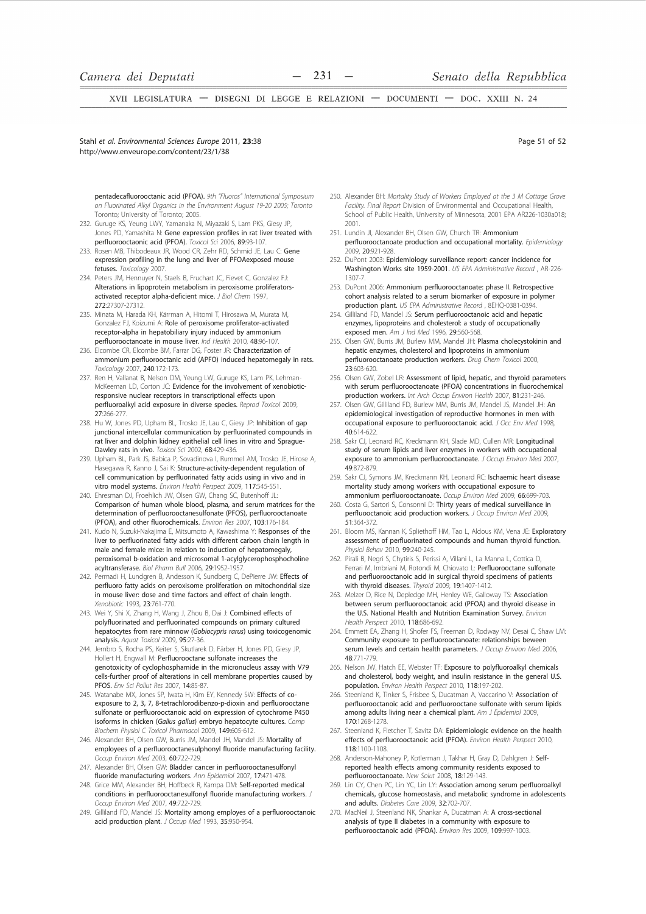pentadecafluorooctanic acid (PFOA). *9th "Fluoros" International Symposium on Fluorinated Alkyl Organics in the Environment August 19-20 2005; Toronto* Toronto; University of Toronto; 2005.

232. Guruge KS, Yeung LWY, Yamanaka N, Miyazaki S, Lam PKS, Giesy JP, Jones PD, Yamashita N: **Gene expression profiles in rat liver treated with perfluorooctaonic acid (PFOA).** *Toxicol Sci* 2006, **89**:93-107.
233. Rosen MB, Thibodeaux JR, Wood CR, Zehr RD, Schmid JE, Lau C: **Gene expression profiling in the lung and liver of PFOAexposed mouse fetuses.** *Toxicology* 2007.
234. Peters JM, Hennuyer N, Staels B, Fruchart JC, Fievet C, Gonzalez FJ: **Alterations in lipoprotein metabolism in peroxisome proliferators-activated receptor alpha-deficient mice.** *J Biol Chem* 1997, **272**:27307-27312.
235. Minata M, Harada KH, Kärrman A, Hitomi T, Hirosawa M, Murata M, Gonzalez FJ, Koizumi A: **Role of peroxisome proliferator-activated receptor-alpha in hepatobiliary injury induced by ammonium perfluorooctanoate in mouse liver.** *Ind Health* 2010, **48**:96-107.
236. Elcombe CR, Elcombe BM, Farrar DG, Foster JR: **Characterization of ammonium perfluorooctanoic acid (APFO) induced hepatomegaly in rats.** *Toxicology* 2007, **240**:172-173.
237. Ren H, Vallanat B, Nelson DM, Yeung LW, Guruge KS, Lam PK, Lehman-McKeeman LD, Corton JC: **Evidence for the involvement of xenobiotic-responsive nuclear receptors in transcriptional effects upon perfluoroalkyl acid exposure in diverse species.** *Reprod Toxicol* 2009, **27**:266-277.
238. Hu W, Jones PD, Upham BL, Trosko JE, Lau C, Giesy JP: **Inhibition of gap junctional intercellular communication by perfluorinated compounds in rat liver and dolphin kidney epithelial cell lines in vitro and Sprague-Dawley rats in vivo.** *Toxicol Sci* 2002, **68**:429-436.
239. Upham BL, Park JS, Babica P, Sovadinova I, Rummel AM, Trosko JE, Hirose A, Hasegawa R, Kanno J, Sai K: **Structure-activity-dependent regulation of cell communication by perfluorinated fatty acids using in vivo and in vitro model systems.** *Environ Health Perspect* 2009, **117**:545-551.
240. Ehresman DJ, Froehlich JW, Olsen GW, Chang SC, Butenhoff JL: **Comparison of human whole blood, plasma, and serum matrices for the determination of perfluorooctanesulfonate (PFOS), perfluorooctanoate (PFOA), and other fluorochemicals.** *Environ Res* 2007, **103**:176-184.
241. Kudo N, Suzuki-Nakajima E, Mitsumoto A, Kawashima Y: **Responses of the liver to perfluorinated fatty acids with different carbon chain length in male and female mice: in relation to induction of hepatomegaly, peroxisomal b-oxidation and microsomal 1-acylglycerophosphocholine acyltransferase.** *Biol Pharm Bull* 2006, **29**:1952-1957.
242. Permadi H, Lundgren B, Andesson K, Sundberg C, DePierre JW: **Effects of perfluoro fatty acids on peroxisome proliferation on mitochondrial size in mouse liver: dose and time factors and effect of chain length.** *Xenobiotic* 1993, **23**:761-770.
243. Wei Y, Shi X, Zhang H, Wang J, Zhou B, Dai J: **Combined effects of polyfluorinated and perfluorinated compounds on primary cultured hepatocytes from rare minnow (*Gobiocypris rarus*) using toxicogenomic analysis.** *Aquat Toxicol* 2009, **95**:27-36.
244. Jernbro S, Rocha PS, Keiter S, Skutlarek D, Färber H, Jones PD, Giesy JP, Hollert H, Engwall M: **Perfluorooctane sulfonate increases the genotoxicity of cyclophosphamide in the micronucleus assay with V79 cells-further proof of alterations in cell membrane properties caused by PFOS.** *Env Sci Pollut Res* 2007, **14**:85-87.
245. Watanabe MX, Jones SP, Iwata H, Kim EY, Kennedy SW: **Effects of co-exposure to 2, 3, 7, 8-tetrachlorodibenzo-p-dioxin and perfluorooctane sulfonate or perfluorooctanoic acid on expression of cytochrome P450 isoforms in chicken (*Gallus gallus*) embryo hepatocyte cultures.** *Comp Biochem Physiol C Toxicol Pharmacol* 2009, **149**:605-612.
246. Alexander BH, Olsen GW, Burris JM, Mandel JH, Mandel JS: **Mortality of employees of a perfluorooctanesulphonyl fluoride manufacturing facility.** *Occup Environ Med* 2003, **60**:722-729.
247. Alexander BH, Olsen GW: **Bladder cancer in perfluorooctanesulfonyl fluoride manufacturing workers.** *Ann Epidemiol* 2007, **17**:471-478.
248. Grice MM, Alexander BH, Hoffbeck R, Kampa DM: **Self-reported medical conditions in perfluorooctanesulfonyl fluoride manufacturing workers.** *J Occup Environ Med* 2007, **49**:722-729.
249. Gilliland FD, Mandel JS: **Mortality among employes of a perfluorooctanoic acid production plant.** *J Occup Med* 1993, **35**:950-954.
250. Alexander BH: *Mortality Study of Workers Employed at the 3 M Cottage Grove Facility. Final Report* Division of Environmental and Occupational Health, School of Public Health, University of Minnesota, 2001 EPA AR226-1030a018; 2001.
251. Lundin JI, Alexander BH, Olsen GW, Church TR: **Ammonium perfluorooctanoate production and occupational mortality.** *Epidemiology* 2009, **20**:921-928.
252. DuPont 2003: **Epidemiology surveillance report: cancer incidence for Washington Works site 1959-2001.** *US EPA Administrative Record* , AR-226-1307-7.
253. DuPont 2006: **Ammonium perfluorooctanoate: phase II. Retrospective cohort analysis related to a serum biomarker of exposure in polymer production plant.** *US EPA Administrative Record* , 8EHQ-0381-0394.
254. Gilliland FD, Mandel JS: **Serum perfluorooctanoic acid and hepatic enzymes, lipoproteins and cholesterol: a study of occupationally exposed men.** *Am J Ind Med* 1996, **29**:560-568.
255. Olsen GW, Burris JM, Burlew MM, Mandel JH: **Plasma cholecystokinin and hepatic enzymes, cholesterol and lipoproteins in ammonium perfluorooctanoate production workers.** *Drug Chem Toxicol* 2000, **23**:603-620.
256. Olsen GW, Zobel LR: **Assessment of lipid, hepatic, and thyroid parameters with serum perfluorooctanoate (PFOA) concentrations in fluorochemical production workers.** *Int Arch Occup Environ Health* 2007, **81**:231-246.
257. Olsen GW, Gilliland FD, Burlew MM, Burris JM, Mandel JS, Mandel JH: **An epidemiological investigation of reproductive hormones in men with occupational exposure to perfluorooctanoic acid.** *J Occ Env Med* 1998, **40**:614-622.
258. Sakr CJ, Leonard RC, Kreckmann KH, Slade MD, Cullen MR: **Longitudinal study of serum lipids and liver enzymes in workers with occupational exposure to ammonium perfluorooctanoate.** *J Occup Environ Med* 2007, **49**:872-879.
259. Sakr CJ, Symons JM, Kreckmann KH, Leonard RC: **Ischaemic heart disease mortality study among workers with occupational exposure to ammonium perfluorooctanoate.** *Occup Environ Med* 2009, **66**:699-703.
260. Costa G, Sartori S, Consonni D: **Thirty years of medical surveillance in perfluooctanoic acid production workers.** *J Occup Environ Med* 2009, **51**:364-372.
261. Bloom MS, Kannan K, Spliethoff HM, Tao L, Aldous KM, Vena JE: **Exploratory assessment of perfluorinated compounds and human thyroid function.** *Physiol Behav* 2010, **99**:240-245.
262. Pirali B, Negri S, Chytiris S, Perissi A, Villani L, La Manna L, Cottica D, Ferrari M, Imbriani M, Rotondi M, Chiovato L: **Perfluorooctane sulfonate and perfluorooctanoic acid in surgical thyroid specimens of patients with thyroid diseases.** *Thyroid* 2009, **19**:1407-1412.
263. Melzer D, Rice N, Depledge MH, Henley WE, Galloway TS: **Association between serum perfluorooctanoic acid (PFOA) and thyroid disease in the U.S. National Health and Nutrition Examination Survey.** *Environ Health Perspect* 2010, **118**:686-692.
264. Emmett EA, Zhang H, Shofer FS, Freeman D, Rodway NV, Desai C, Shaw LM: **Community exposure to perfluorooctanoate: relationships beween serum levels and certain health parameters.** *J Occup Environ Med* 2006, **48**:771-779.
265. Nelson JW, Hatch EE, Webster TF: **Exposure to polyfluoroalkyl chemicals and cholesterol, body weight, and insulin resistance in the general U.S. population.** *Environ Health Perspect* 2010, **118**:197-202.
266. Steenland K, Tinker S, Frisbee S, Ducatman A, Vaccarino V: **Association of perfluorooctanoic acid and perfluorooctane sulfonate with serum lipids among adults living near a chemical plant.** *Am J Epidemiol* 2009, **170**:1268-1278.
267. Steenland K, Fletcher T, Savitz DA: **Epidemiologic evidence on the health effects of perfluorooctanoic acid (PFOA).** *Environ Health Perspect* 2010, **118**:1100-1108.
268. Anderson-Mahoney P, Kotlerman J, Takhar H, Gray D, Dahlgren J: **Self-reported health effects among community residents exposed to perfluorooctanoate.** *New Solut* 2008, **18**:129-143.
269. Lin CY, Chen PC, Lin YC, Lin LY: **Association among serum perfluoroalkyl chemicals, glucose homeostasis, and metabolic syndrome in adolescents and adults.** *Diabetes Care* 2009, **32**:702-707.
270. MacNeil J, Steenland NK, Shankar A, Ducatman A: **A cross-sectional analysis of type II diabetes in a community with exposure to perfluorooctanoic acid (PFOA).** *Environ Res* 2009, **109**:997-1003.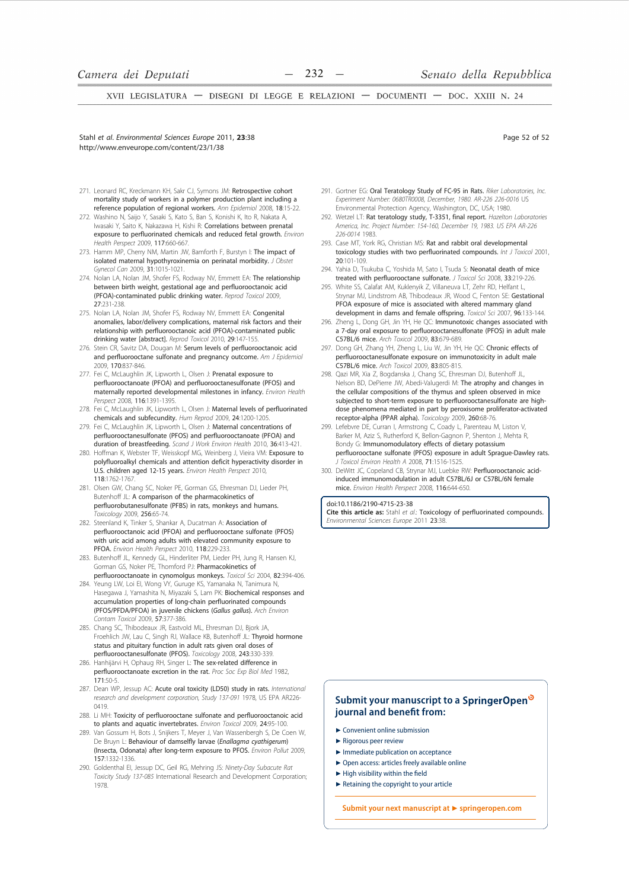271. Leonard RC, Kreckmann KH, Sakr CJ, Symons JM: **Retrospective cohort mortality study of workers in a polymer production plant including a reference population of regional workers.** *Ann Epidemiol* 2008, **18**:15-22.
272. Washino N, Saijo Y, Sasaki S, Kato S, Ban S, Konishi K, Ito R, Nakata A, Iwasaki Y, Saito K, Nakazawa H, Kishi R: **Correlations between prenatal exposure to perfluorinated chemicals and reduced fetal growth.** *Environ Health Perspect* 2009, **117**:660-667.
273. Hamm MP, Cherry NM, Martin JW, Bamforth F, Burstyn I: **The impact of isolated maternal hypothyroxinemia on perinatal morbidity.** *J Obstet Gynecol Can* 2009, **31**:1015-1021.
274. Nolan LA, Nolan JM, Shofer FS, Rodway NV, Emmett EA: **The relationship between birth weight, gestational age and perfluorooctanoic acid (PFOA)-contaminated public drinking water.** *Reprod Toxicol* 2009, **27**:231-238.
275. Nolan LA, Nolan JM, Shofer FS, Rodway NV, Emmett EA: **Congenital anomalies, labor/delivery complications, maternal risk factors and their relationship with perfluorooctanoic acid (PFOA)-contaminated public drinking water [abstract].** *Reprod Toxicol* 2010, **29**:147-155.
276. Stein CR, Savitz DA, Dougan M: **Serum levels of perfluorooctanoic acid and perfluorooctane sulfonate and pregnancy outcome.** *Am J Epidemiol* 2009, **170**:837-846.
277. Fei C, McLaughlin JK, Lipworth L, Olsen J: **Prenatal exposure to perfluorooctanoate (PFOA) and perfluorooctanesulfonate (PFOS) and maternally reported developmental milestones in infancy.** *Environ Health Perspect* 2008, **116**:1391-1395.
278. Fei C, McLaughlin JK, Lipworth L, Olsen J: **Maternal levels of perfluorinated chemicals and subfecundity.** *Hum Reprod* 2009, **24**:1200-1205.
279. Fei C, McLaughlin JK, Lipworth L, Olsen J: **Maternal concentrations of perfluorooctanesulfonate (PFOS) and perfluorooctanoate (PFOA) and duration of breastfeeding.** *Scand J Work Environ Health* 2010, **36**:413-421.
280. Hoffman K, Webster TF, Weisskopf MG, Weinberg J, Vieira VM: **Exposure to polyfluoroalkyl chemicals and attention deficit hyperactivity disorder in U.S. children aged 12-15 years.** *Environ Health Perspect* 2010, **118**:1762-1767.
281. Olsen GW, Chang SC, Noker PE, Gorman GS, Ehresman DJ, Lieder PH, Butenhoff JL: **A comparison of the pharmacokinetics of perfluorobutanesulfonate (PFBS) in rats, monkeys and humans.** *Toxicology* 2009, **256**:65-74.
282. Steenland K, Tinker S, Shankar A, Ducatman A: **Association of perfluorooctanoic acid (PFOA) and perfluorooctane sulfonate (PFOS) with uric acid among adults with elevated community exposure to PFOA.** *Environ Health Perspect* 2010, **118**:229-233.
283. Butenhoff JL, Kennedy GL, Hinderliter PM, Lieder PH, Jung R, Hansen KJ, Gorman GS, Noker PE, Thomford PJ: **Pharmacokinetics of perfluorooctanoate in cynomolgus monkeys.** *Toxicol Sci* 2004, **82**:394-406.
284. Yeung LW, Loi EI, Wong VY, Guruge KS, Yamanaka N, Tanimura N, Hasegawa J, Yamashita N, Miyazaki S, Lam PK: **Biochemical responses and accumulation properties of long-chain perfluorinated compounds (PFOS/PFDA/PFOA) in juvenile chickens (*Gallus gallus*).** *Arch Environ Contam Toxicol* 2009, **57**:377-386.
285. Chang SC, Thibodeaux JR, Eastvold ML, Ehresman DJ, Bjork JA, Froehlich JW, Lau C, Singh RJ, Wallace KB, Butenhoff JL: **Thyroid hormone status and pituitary function in adult rats given oral doses of perfluorooctanesulfonate (PFOS).** *Toxicology* 2008, **243**:330-339.
286. Hanhijärvi H, Ophaug RH, Singer L: **The sex-related difference in perfluorooctanoate excretion in the rat.** *Proc Soc Exp Biol Med* 1982, **171**:50-5.
287. Dean WP, Jessup AC: **Acute oral toxicity (LD50) study in rats.** *International research and development corporation, Study 137-091* 1978, US EPA AR226-0419.
288. Li MH: **Toxicity of perfluorooctane sulfonate and perfluorooctanoic acid to plants and aquatic invertebrates.** *Environ Toxicol* 2009, **24**:95-100.
289. Van Gossum H, Bots J, Snijkers T, Meyer J, Van Wassenbergh S, De Coen W, De Bruyn L: **Behaviour of damselfly larvae (*Enallagma cyathigerum*) (Insecta, Odonata) after long-term exposure to PFOS.** *Environ Pollut* 2009, **157**:1332-1336.
290. Goldenthal EI, Jessup DC, Geil RG, Mehring JS: *Ninety-Day Subacute Rat Toxicity Study 137-085* International Research and Development Corporation; 1978.
291. Gortner EG: **Oral Teratology Study of FC-95 in Rats.** *Riker Laboratories, Inc. Experiment Number: 0680TR0008, December, 1980. AR-226 226-0016* US Environmental Protection Agency, Washington, DC, USA; 1980.
292. Wetzel LT: **Rat teratology study, T-3351, final report.** *Hazelton Laboratories America, Inc. Project Number: 154-160, December 19, 1983. US EPA AR-226 226-0014* 1983.
293. Case MT, York RG, Christian MS: **Rat and rabbit oral developmental toxicology studies with two perfluorinated compounds.** *Int J Toxicol* 2001, **20**:101-109.
294. Yahia D, Tsukuba C, Yoshida M, Sato I, Tsuda S: **Neonatal death of mice treated with perfluorooctane sulfonate.** *J Toxicol Sci* 2008, **33**:219-226.
295. White SS, Calafat AM, Kuklenyik Z, Villanueva LT, Zehr RD, Helfant L, Strynar MJ, Lindstrom AB, Thibodeaux JR, Wood C, Fenton SE: **Gestational PFOA exposure of mice is associated with altered mammary gland development in dams and female offspring.** *Toxicol Sci* 2007, **96**:133-144.
296. Zheng L, Dong GH, Jin YH, He QC: **Immunotoxic changes associated with a 7-day oral exposure to perfluorooctanesulfonate (PFOS) in adult male C57BL/6 mice.** *Arch Toxicol* 2009, **83**:679-689.
297. Dong GH, Zhang YH, Zheng L, Liu W, Jin YH, He QC: **Chronic effects of perfluorooctanesulfonate exposure on immunotoxicity in adult male C57BL/6 mice.** *Arch Toxicol* 2009, **83**:805-815.
298. Qazi MR, Xia Z, Bogdanska J, Chang SC, Ehresman DJ, Butenhoff JL, Nelson BD, DePierre JW, Abedi-Valugerdi M: **The atrophy and changes in the cellular compositions of the thymus and spleen observed in mice subjected to short-term exposure to perfluorooctanesulfonate are high-dose phenomena mediated in part by peroxisome proliferator-activated receptor-alpha (PPAR alpha).** *Toxicology* 2009, **260**:68-76.
299. Lefebvre DE, Curran I, Armstrong C, Coady L, Parenteau M, Liston V, Barker M, Aziz S, Rutherford K, Bellon-Gagnon P, Shenton J, Mehta R, Bondy G: **Immunomodulatory effects of dietary potassium perfluorooctane sulfonate (PFOS) exposure in adult Sprague-Dawley rats.** *J Toxicol Environ Health A* 2008, **71**:1516-1525.
300. DeWitt JC, Copeland CB, Strynar MJ, Luebke RW: **Perfluorooctanoic acid-induced immunomodulation in adult C57BL/6J or C57BL/6N female mice.** *Environ Health Perspect* 2008, **116**:644-650.

doi:10.1186/2190-4715-23-38
**Cite this article as:** Stahl *et al.*: Toxicology of perfluorinated compounds. *Environmental Sciences Europe* 2011 **23**:38.

**Submit your manuscript to a SpringerOpen journal and benefit from:**

- ► Convenient online submission
- ► Rigorous peer review
- ► Immediate publication on acceptance
- ► Open access: articles freely available online
- ► High visibility within the field
- ► Retaining the copyright to your article

**Submit your next manuscript at ► springeropen.com**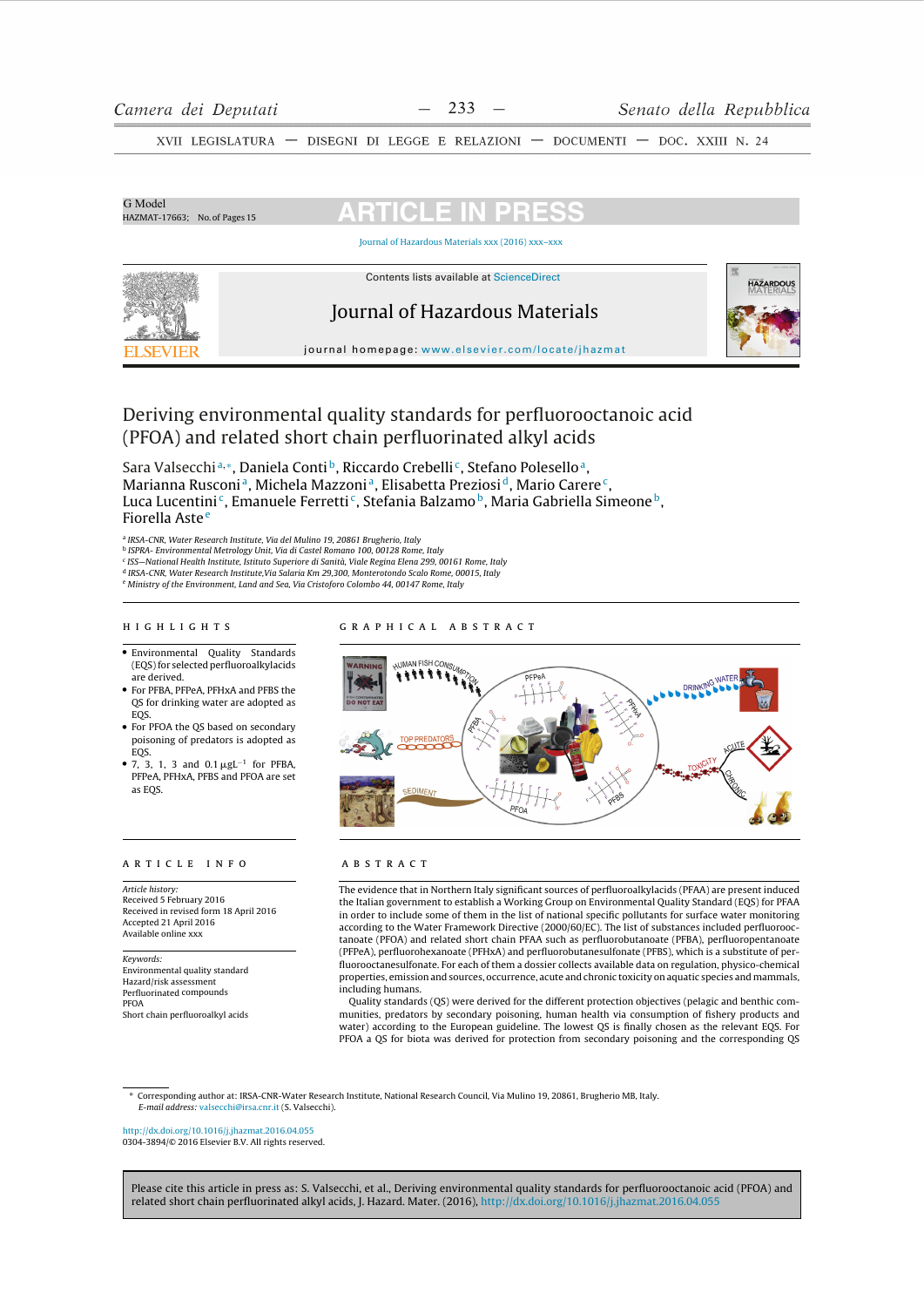G Model
HAZMAT-17663; No. of Pages 15

ARTICLE IN PRESS

Journal of Hazardous Materials xxx (2016) xxx–xxx

Contents lists available at ScienceDirect

# Journal of Hazardous Materials

journal homepage: www.elsevier.com/locate/jhazmat

# Deriving environmental quality standards for perfluorooctanoic acid (PFOA) and related short chain perfluorinated alkyl acids

Sara Valsecchi[a,*], Daniela Conti[b], Riccardo Crebelli[c], Stefano Polesello[a], Marianna Rusconi[a], Michela Mazzoni[a], Elisabetta Preziosi[d], Mario Carere[c], Luca Lucentini[c], Emanuele Ferretti[c], Stefania Balzamo[b], Maria Gabriella Simeone[b], Fiorella Aste[e]

[a] IRSA-CNR, Water Research Institute, Via del Mulino 19, 20861 Brugherio, Italy
[b] ISPRA- Environmental Metrology Unit, Via di Castel Romano 100, 00128 Rome, Italy
[c] ISS—National Health Institute, Istituto Superiore di Sanità, Viale Regina Elena 299, 00161 Rome, Italy
[d] IRSA-CNR, Water Research Institute,Via Salaria Km 29,300, Monterotondo Scalo Rome, 00015, Italy
[e] Ministry of the Environment, Land and Sea, Via Cristoforo Colombo 44, 00147 Rome, Italy

## HIGHLIGHTS

- Environmental Quality Standards (EQS) for selected perfluoroalkylacids are derived.
- For PFBA, PFPeA, PFHxA and PFBS the QS for drinking water are adopted as EQS.
- For PFOA the QS based on secondary poisoning of predators is adopted as EQS.
- 7, 3, 1, 3 and 0.1 $\mu g L^{-1}$ for PFBA, PFPeA, PFHxA, PFBS and PFOA are set as EQS.

## GRAPHICAL ABSTRACT

## ARTICLE INFO

*Article history:*
Received 5 February 2016
Received in revised form 18 April 2016
Accepted 21 April 2016
Available online xxx

*Keywords:*
Environmental quality standard
Hazard/risk assessment
Perfluorinated compounds
PFOA
Short chain perfluoroalkyl acids

## ABSTRACT

The evidence that in Northern Italy significant sources of perfluoroalkylacids (PFAA) are present induced the Italian government to establish a Working Group on Environmental Quality Standard (EQS) for PFAA in order to include some of them in the list of national specific pollutants for surface water monitoring according to the Water Framework Directive (2000/60/EC). The list of substances included perfluorooctanoate (PFOA) and related short chain PFAA such as perfluorobutanoate (PFBA), perfluoropentanoate (PFPeA), perfluorohexanoate (PFHxA) and perfluorobutanesulfonate (PFBS), which is a substitute of perfluorooctanesulfonate. For each of them a dossier collects available data on regulation, physico-chemical properties, emission and sources, occurrence, acute and chronic toxicity on aquatic species and mammals, including humans.

Quality standards (QS) were derived for the different protection objectives (pelagic and benthic communities, predators by secondary poisoning, human health via consumption of fishery products and water) according to the European guideline. The lowest QS is finally chosen as the relevant EQS. For PFOA a QS for biota was derived for protection from secondary poisoning and the corresponding QS

* Corresponding author at: IRSA-CNR-Water Research Institute, National Research Council, Via Mulino 19, 20861, Brugherio MB, Italy.
*E-mail address:* valsecchi@irsa.cnr.it (S. Valsecchi).

http://dx.doi.org/10.1016/j.jhazmat.2016.04.055
0304-3894/© 2016 Elsevier B.V. All rights reserved.

Please cite this article in press as: S. Valsecchi, et al., Deriving environmental quality standards for perfluorooctanoic acid (PFOA) and related short chain perfluorinated alkyl acids, J. Hazard. Mater. (2016), http://dx.doi.org/10.1016/j.jhazmat.2016.04.055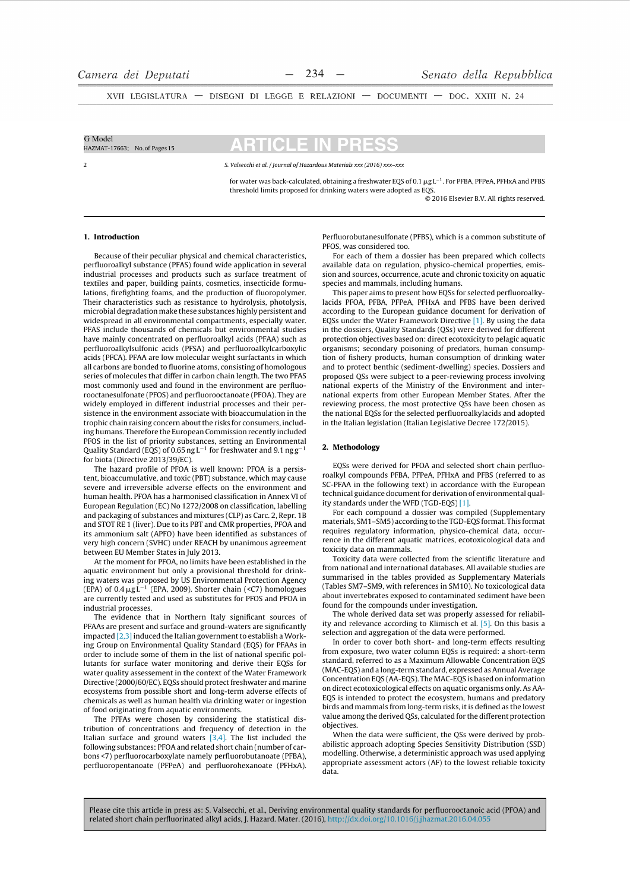for water was back-calculated, obtaining a freshwater EQS of 0.1 μg L$^{-1}$. For PFBA, PFPeA, PFHxA and PFBS threshold limits proposed for drinking waters were adopted as EQS.

© 2016 Elsevier B.V. All rights reserved.

## 1. Introduction

Because of their peculiar physical and chemical characteristics, perfluoroalkyl substance (PFAS) found wide application in several industrial processes and products such as surface treatment of textiles and paper, building paints, cosmetics, insecticide formulations, firefighting foams, and the production of fluoropolymer. Their characteristics such as resistance to hydrolysis, photolysis, microbial degradation make these substances highly persistent and widespread in all environmental compartments, especially water. PFAS include thousands of chemicals but environmental studies have mainly concentrated on perfluoroalkyl acids (PFAA) such as perfluoroalkylsulfonic acids (PFSA) and perfluoroalkylcarboxylic acids (PFCA). PFAA are low molecular weight surfactants in which all carbons are bonded to fluorine atoms, consisting of homologous series of molecules that differ in carbon chain length. The two PFAS most commonly used and found in the environment are perfluorooctanesulfonate (PFOS) and perfluorooctanoate (PFOA). They are widely employed in different industrial processes and their persistence in the environment associate with bioaccumulation in the trophic chain raising concern about the risks for consumers, including humans. Therefore the European Commission recently included PFOS in the list of priority substances, setting an Environmental Quality Standard (EQS) of 0.65 ng L$^{-1}$ for freshwater and 9.1 ng g$^{-1}$ for biota (Directive 2013/39/EC).

The hazard profile of PFOA is well known: PFOA is a persistent, bioaccumulative, and toxic (PBT) substance, which may cause severe and irreversible adverse effects on the environment and human health. PFOA has a harmonised classification in Annex VI of European Regulation (EC) No 1272/2008 on classification, labelling and packaging of substances and mixtures (CLP) as Carc. 2, Repr. 1B and STOT RE 1 (liver). Due to its PBT and CMR properties, PFOA and its ammonium salt (APFO) have been identified as substances of very high concern (SVHC) under REACH by unanimous agreement between EU Member States in July 2013.

At the moment for PFOA, no limits have been established in the aquatic environment but only a provisional threshold for drinking waters was proposed by US Environmental Protection Agency (EPA) of 0.4 μg L$^{-1}$ (EPA, 2009). Shorter chain (<C7) homologues are currently tested and used as substitutes for PFOS and PFOA in industrial processes.

The evidence that in Northern Italy significant sources of PFAAs are present and surface and ground-waters are significantly impacted [2,3] induced the Italian government to establish a Working Group on Environmental Quality Standard (EQS) for PFAAs in order to include some of them in the list of national specific pollutants for surface water monitoring and derive their EQSs for water quality assessment in the context of the Water Framework Directive (2000/60/EC). EQSs should protect freshwater and marine ecosystems from possible short and long-term adverse effects of chemicals as well as human health via drinking water or ingestion of food originating from aquatic environments.

The PFFAs were chosen by considering the statistical distribution of concentrations and frequency of detection in the Italian surface and ground waters [3,4]. The list included the following substances: PFOA and related short chain (number of carbons <7) perfluorocarboxylate namely perfluorobutanoate (PFBA), perfluoropentanoate (PFPeA) and perfluorohexanoate (PFHxA). Perfluorobutanesulfonate (PFBS), which is a common substitute of PFOS, was considered too.

For each of them a dossier has been prepared which collects available data on regulation, physico-chemical properties, emission and sources, occurrence, acute and chronic toxicity on aquatic species and mammals, including humans.

This paper aims to present how EQSs for selected perfluoroalkylacids PFOA, PFBA, PFPeA, PFHxA and PFBS have been derived according to the European guidance document for derivation of EQSs under the Water Framework Directive [1]. By using the data in the dossiers, Quality Standards (QSs) were derived for different protection objectives based on: direct ecotoxicity to pelagic aquatic organisms; secondary poisoning of predators, human consumption of fishery products, human consumption of drinking water and to protect benthic (sediment-dwelling) species. Dossiers and proposed QSs were subject to a peer-reviewing process involving national experts of the Ministry of the Environment and international experts from other European Member States. After the reviewing process, the most protective QSs have been chosen as the national EQSs for the selected perfluoroalkylacids and adopted in the Italian legislation (Italian Legislative Decree 172/2015).

## 2. Methodology

EQSs were derived for PFOA and selected short chain perfluoroalkyl compounds PFBA, PFPeA, PFHxA and PFBS (referred to as SC-PFAA in the following text) in accordance with the European technical guidance document for derivation of environmental quality standards under the WFD (TGD-EQS) [1].

For each compound a dossier was compiled (Supplementary materials, SM1–SM5) according to the TGD-EQS format. This format requires regulatory information, physico-chemical data, occurrence in the different aquatic matrices, ecotoxicological data and toxicity data on mammals.

Toxicity data were collected from the scientific literature and from national and international databases. All available studies are summarised in the tables provided as Supplementary Materials (Tables SM7–SM9, with references in SM10). No toxicological data about invertebrates exposed to contaminated sediment have been found for the compounds under investigation.

The whole derived data set was properly assessed for reliability and relevance according to Klimisch et al. [5]. On this basis a selection and aggregation of the data were performed.

In order to cover both short- and long-term effects resulting from exposure, two water column EQSs is required: a short-term standard, referred to as a Maximum Allowable Concentration EQS (MAC-EQS) and a long-term standard, expressed as Annual Average Concentration EQS (AA-EQS). The MAC-EQS is based on information on direct ecotoxicological effects on aquatic organisms only. As AA-EQS is intended to protect the ecosystem, humans and predatory birds and mammals from long-term risks, it is defined as the lowest value among the derived QSs, calculated for the different protection objectives.

When the data were sufficient, the QSs were derived by probabilistic approach adopting Species Sensitivity Distribution (SSD) modelling. Otherwise, a deterministic approach was used applying appropriate assessment actors (AF) to the lowest reliable toxicity data.

Please cite this article in press as: S. Valsecchi, et al., Deriving environmental quality standards for perfluorooctanoic acid (PFOA) and related short chain perfluorinated alkyl acids, J. Hazard. Mater. (2016), http://dx.doi.org/10.1016/j.jhazmat.2016.04.055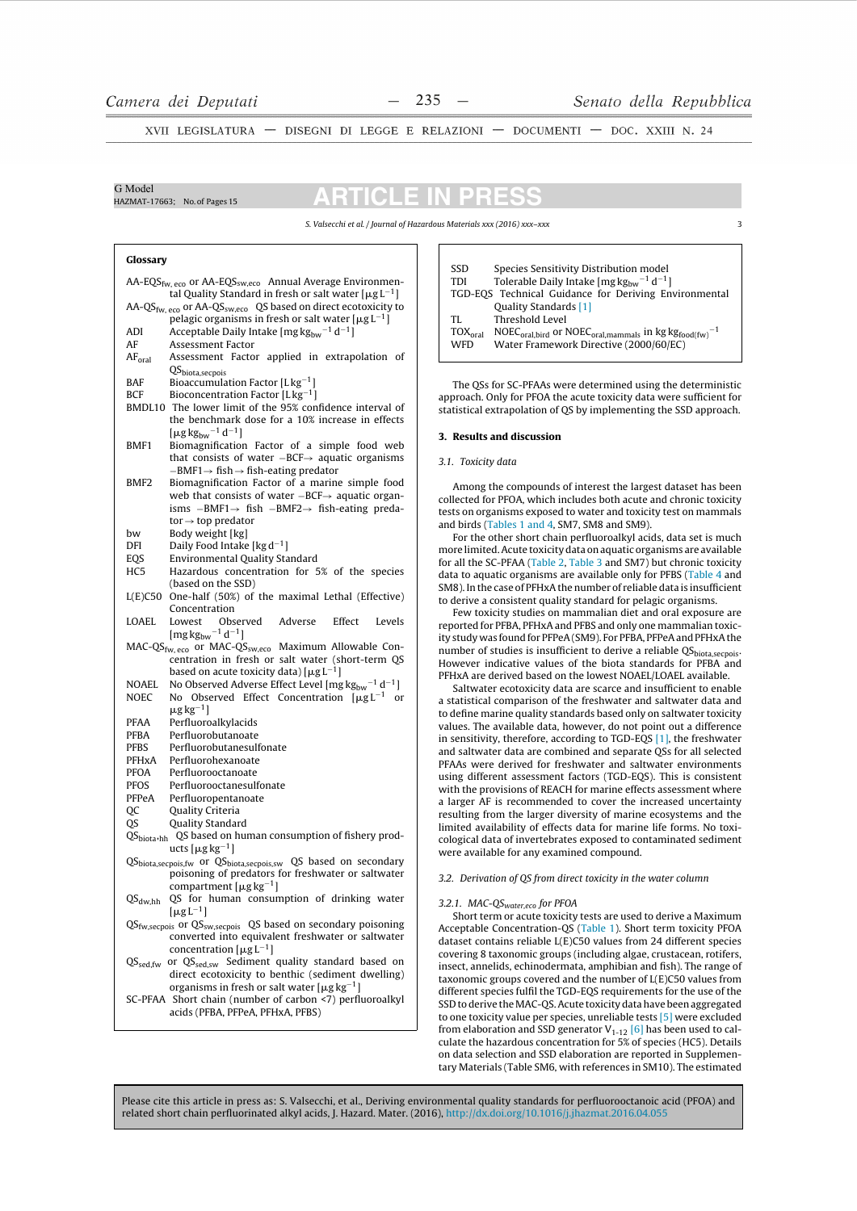## Glossary

AA-EQS$_{fw,eco}$ or AA-EQS$_{sw,eco}$ Annual Average Environmental Quality Standard in fresh or salt water [$\mu g\,L^{-1}$]
AA-QS$_{fw,eco}$ or AA-QS$_{sw,eco}$ QS based on direct ecotoxicity to pelagic organisms in fresh or salt water [$\mu g\,L^{-1}$]
ADI Acceptable Daily Intake [$mg\,kg_{bw}^{-1}\,d^{-1}$]
AF Assessment Factor
AF$_{oral}$ Assessment Factor applied in extrapolation of QS$_{biota,secpois}$
BAF Bioaccumulation Factor [$L\,kg^{-1}$]
BCF Bioconcentration Factor [$L\,kg^{-1}$]
BMDL10 The lower limit of the 95% confidence interval of the benchmark dose for a 10% increase in effects [$\mu g\,kg_{bw}^{-1}\,d^{-1}$]
BMF1 Biomagnification Factor of a simple food web that consists of water –BCF→ aquatic organisms –BMF1→ fish → fish-eating predator
BMF2 Biomagnification Factor of a marine simple food web that consists of water –BCF→ aquatic organisms –BMF1→ fish –BMF2→ fish-eating predator → top predator
bw Body weight [kg]
DFI Daily Food Intake [$kg\,d^{-1}$]
EQS Environmental Quality Standard
HC5 Hazardous concentration for 5% of the species (based on the SSD)
L(E)C50 One-half (50%) of the maximal Lethal (Effective) Concentration
LOAEL Lowest Observed Adverse Effect Levels [$mg\,kg_{bw}^{-1}\,d^{-1}$]
MAC-QS$_{fw,eco}$ or MAC-QS$_{sw,eco}$ Maximum Allowable Concentration in fresh or salt water (short-term QS based on acute toxicity data) [$\mu g\,L^{-1}$]
NOAEL No Observed Adverse Effect Level [$mg\,kg_{bw}^{-1}\,d^{-1}$]
NOEC No Observed Effect Concentration [$\mu g\,L^{-1}$ or $\mu g\,kg^{-1}$]
PFAA Perfluoroalkylacids
PFBA Perfluorobutanoate
PFBS Perfluorobutanesulfonate
PFHxA Perfluorohexanoate
PFOA Perfluorooctanoate
PFOS Perfluorooctanesulfonate
PFPeA Perfluoropentanoate
QC Quality Criteria
QS Quality Standard
QS$_{biota\cdot hh}$ QS based on human consumption of fishery products [$\mu g\,kg^{-1}$]
QS$_{biota,secpois,fw}$ or QS$_{biota,secpois,sw}$ QS based on secondary poisoning of predators for freshwater or saltwater compartment [$\mu g\,kg^{-1}$]
QS$_{dw,hh}$ QS for human consumption of drinking water [$\mu g\,L^{-1}$]
QS$_{fw,secpois}$ or QS$_{sw,secpois}$ QS based on secondary poisoning converted into equivalent freshwater or saltwater concentration [$\mu g\,L^{-1}$]
QS$_{sed,fw}$ or QS$_{sed,sw}$ Sediment quality standard based on direct ecotoxicity to benthic (sediment dwelling) organisms in fresh or salt water [$\mu g\,kg^{-1}$]
SC-PFAA Short chain (number of carbon <7) perfluoroalkyl acids (PFBA, PFPeA, PFHxA, PFBS)
SSD Species Sensitivity Distribution model
TDI Tolerable Daily Intake [$mg\,kg_{bw}^{-1}\,d^{-1}$]
TGD-EQS Technical Guidance for Deriving Environmental Quality Standards [1]
TL Threshold Level
TOX$_{oral}$ NOEC$_{oral,bird}$ or NOEC$_{oral,mammals}$ in kg $kg_{food(fw)}^{-1}$
WFD Water Framework Directive (2000/60/EC)

The QSs for SC-PFAAs were determined using the deterministic approach. Only for PFOA the acute toxicity data were sufficient for statistical extrapolation of QS by implementing the SSD approach.

## 3. Results and discussion

### 3.1. Toxicity data

Among the compounds of interest the largest dataset has been collected for PFOA, which includes both acute and chronic toxicity tests on organisms exposed to water and toxicity test on mammals and birds (Tables 1 and 4, SM7, SM8 and SM9).

For the other short chain perfluoroalkyl acids, data set is much more limited. Acute toxicity data on aquatic organisms are available for all the SC-PFAA (Table 2, Table 3 and SM7) but chronic toxicity data to aquatic organisms are available only for PFBS (Table 4 and SM8). In the case of PFHxA the number of reliable data is insufficient to derive a consistent quality standard for pelagic organisms.

Few toxicity studies on mammalian diet and oral exposure are reported for PFBA, PFHxA and PFBS and only one mammalian toxicity study was found for PFPeA (SM9). For PFBA, PFPeA and PFHxA the number of studies is insufficient to derive a reliable QS$_{biota,secpois}$. However indicative values of the biota standards for PFBA and PFHxA are derived based on the lowest NOAEL/LOAEL available.

Saltwater ecotoxicity data are scarce and insufficient to enable a statistical comparison of the freshwater and saltwater data and to define marine quality standards based only on saltwater toxicity values. The available data, however, do not point out a difference in sensitivity, therefore, according to TGD-EQS [1], the freshwater and saltwater data are combined and separate QSs for all selected PFAAs were derived for freshwater and saltwater environments using different assessment factors (TGD-EQS). This is consistent with the provisions of REACH for marine effects assessment where a larger AF is recommended to cover the increased uncertainty resulting from the larger diversity of marine ecosystems and the limited availability of effects data for marine life forms. No toxicological data of invertebrates exposed to contaminated sediment were available for any examined compound.

### 3.2. Derivation of QS from direct toxicity in the water column

#### 3.2.1. MAC-QS$_{water,eco}$ for PFOA

Short term or acute toxicity tests are used to derive a Maximum Acceptable Concentration-QS (Table 1). Short term toxicity PFOA dataset contains reliable L(E)C50 values from 24 different species covering 8 taxonomic groups (including algae, crustacean, rotifers, insect, annelids, echinodermata, amphibian and fish). The range of taxonomic groups covered and the number of L(E)C50 values from different species fulfil the TGD-EQS requirements for the use of the SSD to derive the MAC-QS. Acute toxicity data have been aggregated to one toxicity value per species, unreliable tests [5] were excluded from elaboration and SSD generator V$_{1-12}$ [6] has been used to calculate the hazardous concentration for 5% of species (HC5). Details on data selection and SSD elaboration are reported in Supplementary Materials (Table SM6, with references in SM10). The estimated

Please cite this article in press as: S. Valsecchi, et al., Deriving environmental quality standards for perfluorooctanoic acid (PFOA) and related short chain perfluorinated alkyl acids, J. Hazard. Mater. (2016), http://dx.doi.org/10.1016/j.jhazmat.2016.04.055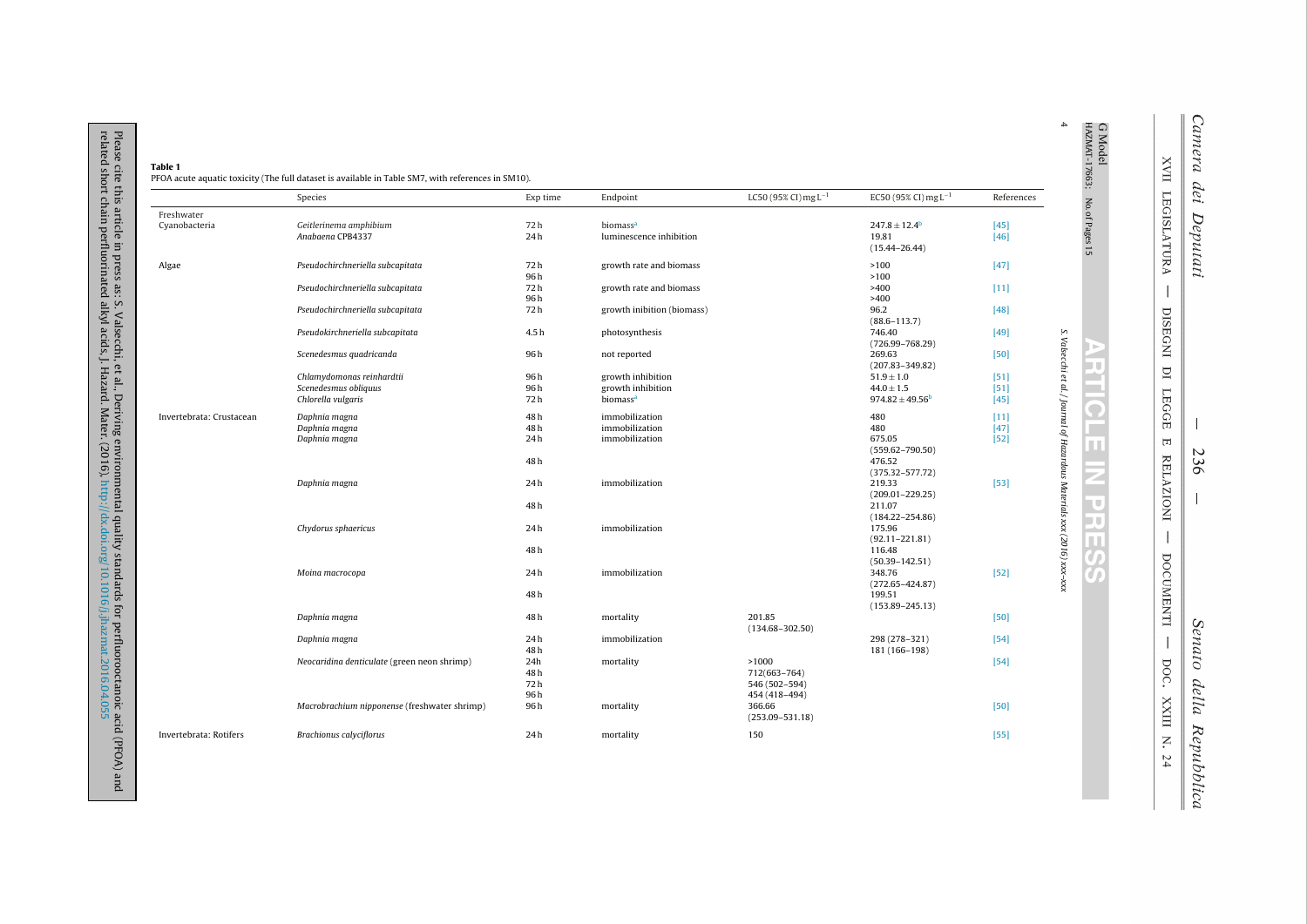**Table 1**
PFOA acute aquatic toxicity (The full dataset is available in Table SM7, with references in SM10).

| | Species | Exp time | Endpoint | LC50 (95% CI) mg $L^{-1}$ | EC50 (95% CI) mg $L^{-1}$ | References |
|---|---|---|---|---|---|---|
| Freshwater | | | | | | |
| Cyanobacteria | *Geitlerinema amphibium* | 72 h | biomass[a] | | 247.8 ± 12.4[b] | [45] |
| | *Anabaena* CPB4337 | 24 h | luminescence inhibition | | 19.81 (15.44–26.44) | [46] |
| Algae | *Pseudochirchneriella subcapitata* | 72 h | growth rate and biomass | | >100 | [47] |
| | | 96 h | | | >100 | |
| | *Pseudochirchneriella subcapitata* | 72 h | growth rate and biomass | | >400 | [11] |
| | | 96 h | | | >400 | |
| | *Pseudochirchneriella subcapitata* | 72 h | growth inibition (biomass) | | 96.2 (88.6–113.7) | [48] |
| | *Pseudokirchneriella subcapitata* | 4.5 h | photosynthesis | | 746.40 (726.99–768.29) | [49] |
| | *Scenedesmus quadricanda* | 96 h | not reported | | 269.63 (207.83–349.82) | [50] |
| | *Chlamydomonas reinhardtii* | 96 h | growth inhibition | | 51.9 ± 1.0 | [51] |
| | *Scenedesmus obliquus* | 96 h | growth inhibition | | 44.0 ± 1.5 | [51] |
| | *Chlorella vulgaris* | 72 h | biomass[a] | | 974.82 ± 49.56[b] | [45] |
| Invertebrata: Crustacean | *Daphnia magna* | 48 h | immobilization | | 480 | [11] |
| | *Daphnia magna* | 48 h | immobilization | | 480 | [47] |
| | *Daphnia magna* | 24 h | immobilization | | 675.05 (559.62–790.50) | [52] |
| | | 48 h | | | 476.52 (375.32–577.72) | |
| | *Daphnia magna* | 24 h | immobilization | | 219.33 (209.01–229.25) | [53] |
| | | 48 h | | | 211.07 (184.22–254.86) | |
| | *Chydorus sphaericus* | 24 h | immobilization | | 175.96 (92.11–221.81) | |
| | | 48 h | | | 116.48 (50.39–142.51) | |
| | *Moina macrocopa* | 24 h | immobilization | | 348.76 (272.65–424.87) | [52] |
| | | 48 h | | | 199.51 (153.89–245.13) | |
| | *Daphnia magna* | 48 h | mortality | 201.85 (134.68–302.50) | | [50] |
| | *Daphnia magna* | 24 h | immobilization | | 298 (278–321) | [54] |
| | | 48 h | | | 181 (166–198) | |
| | *Neocaridina denticulate* (green neon shrimp) | 24h | mortality | >1000 | | [54] |
| | | 48 h | | 712(663–764) | | |
| | | 72 h | | 546 (502–594) | | |
| | | 96 h | | 454 (418–494) | | |
| | *Macrobrachium nipponense* (freshwater shrimp) | 96 h | mortality | 366.66 (253.09–531.18) | | [50] |
| Invertebrata: Rotifers | *Brachionus calyciflorus* | 24 h | mortality | 150 | | [55] |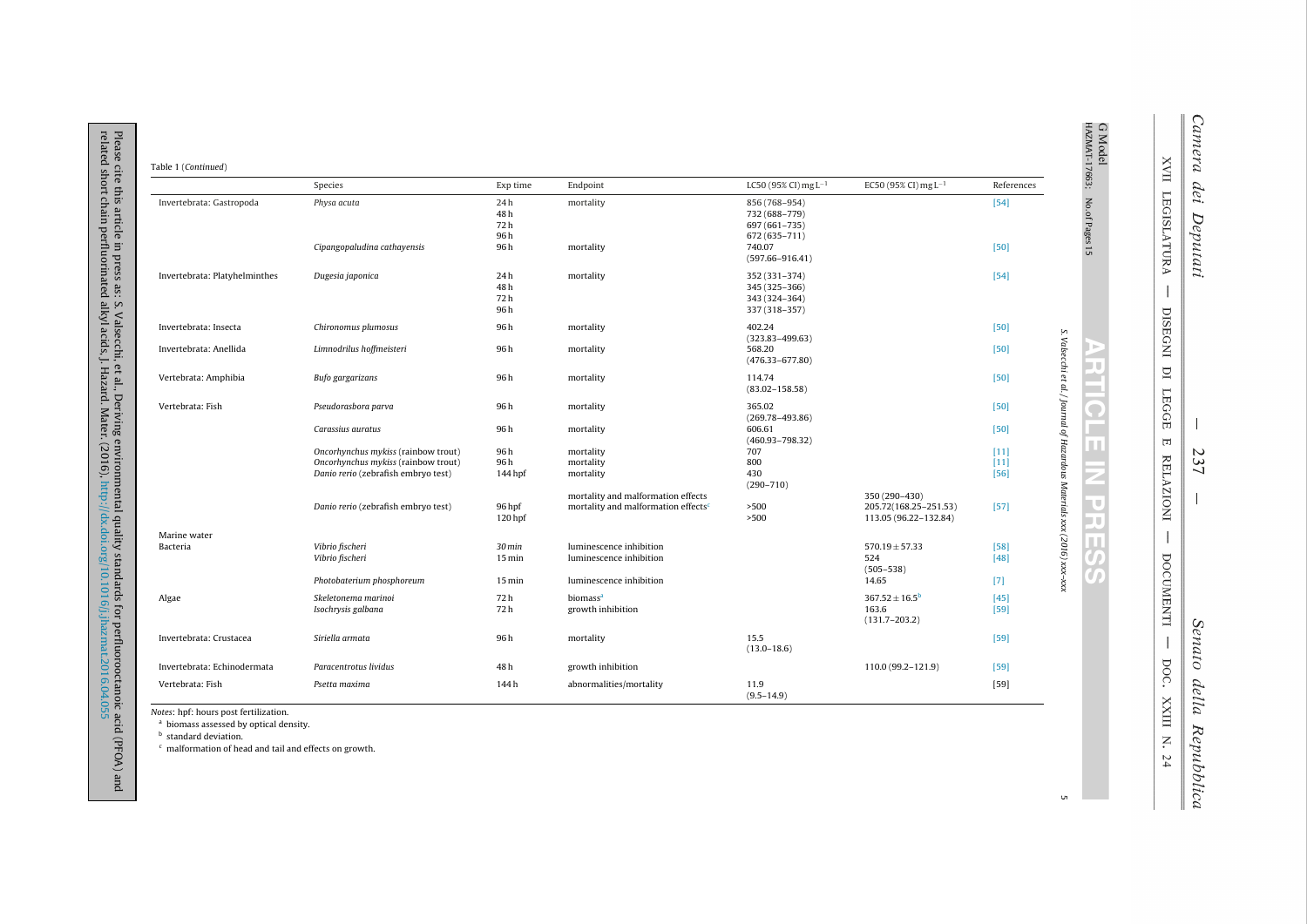Table 1 (*Continued*)

| | Species | Exp time | Endpoint | LC50 (95% CI) mg $L^{-1}$ | EC50 (95% CI) mg $L^{-1}$ | References |
|---|---|---|---|---|---|---|
| Invertebrata: Gastropoda | *Physa acuta* | 24 h | mortality | 856 (768–954) | | [54] |
| | | 48 h | | 732 (688–779) | | |
| | | 72 h | | 697 (661–735) | | |
| | | 96 h | | 672 (635–711) | | |
| | *Cipangopaludina cathayensis* | 96 h | mortality | 740.07 (597.66–916.41) | | [50] |
| Invertebrata: Platyhelminthes | *Dugesia japonica* | 24 h | mortality | 352 (331–374) | | [54] |
| | | 48 h | | 345 (325–366) | | |
| | | 72 h | | 343 (324–364) | | |
| | | 96 h | | 337 (318–357) | | |
| Invertebrata: Insecta | *Chironomus plumosus* | 96 h | mortality | 402.24 (323.83–499.63) | | [50] |
| Invertebrata: Anellida | *Limnodrilus hoffmeisteri* | 96 h | mortality | 568.20 (476.33–677.80) | | [50] |
| Vertebrata: Amphibia | *Bufo gargarizans* | 96 h | mortality | 114.74 (83.02–158.58) | | [50] |
| Vertebrata: Fish | *Pseudorasbora parva* | 96 h | mortality | 365.02 (269.78–493.86) | | [50] |
| | *Carassius auratus* | 96 h | mortality | 606.61 (460.93–798.32) | | [50] |
| | *Oncorhynchus mykiss* (rainbow trout) | 96 h | mortality | 707 | | [11] |
| | *Oncorhynchus mykiss* (rainbow trout) | 96 h | mortality | 800 | | [11] |
| | *Danio rerio* (zebrafish embryo test) | 144 hpf | mortality | 430 (290–710) | | [56] |
| | | | mortality and malformation effects | | 350 (290–430) | |
| | *Danio rerio* (zebrafish embryo test) | 96 hpf | mortality and malformation effects[c] | >500 | 205.72(168.25–251.53) | [57] |
| | | 120 hpf | | >500 | 113.05 (96.22–132.84) | |
| Marine water | | | | | | |
| Bacteria | *Vibrio fischeri* | 30 min | luminescence inhibition | | 570.19 ± 57.33 | [58] |
| | *Vibrio fischeri* | 15 min | luminescence inhibition | | 524 (505–538) | [48] |
| | *Photobaterium phosphoreum* | 15 min | luminescence inhibition | | 14.65 | [7] |
| Algae | *Skeletonema marinoi* | 72 h | biomass[a] | | 367.52 ± 16.5[b] | [45] |
| | *Isochrysis galbana* | 72 h | growth inhibition | | 163.6 (131.7–203.2) | [59] |
| Invertebrata: Crustacea | *Siriella armata* | 96 h | mortality | 15.5 (13.0–18.6) | | [59] |
| Invertebrata: Echinodermata | *Paracentrotus lividus* | 48 h | growth inhibition | | 110.0 (99.2–121.9) | [59] |
| Vertebrata: Fish | *Psetta maxima* | 144 h | abnormalities/mortality | 11.9 (9.5–14.9) | | [59] |

*Notes*: hpf: hours post fertilization.
[a] biomass assessed by optical density.
[b] standard deviation.
[c] malformation of head and tail and effects on growth.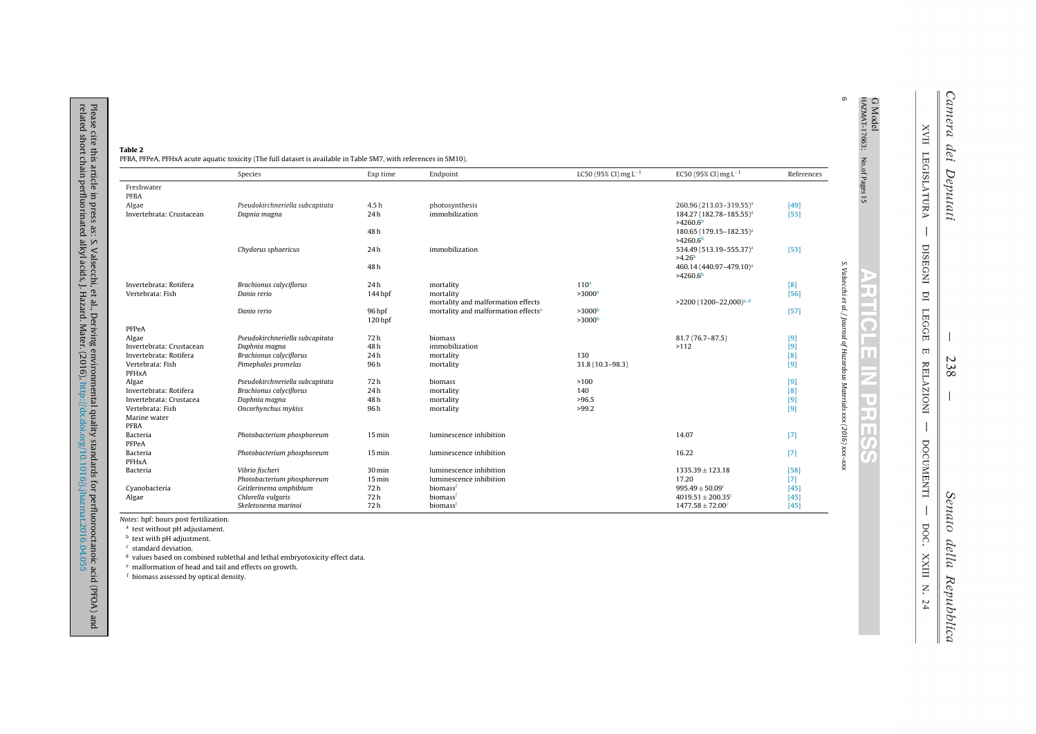**Table 2**

PFBA, PFPeA, PFHxA acute aquatic toxicity (The full dataset is available in Table SM7, with references in SM10).

| | Species | Exp time | Endpoint | LC50 (95% CI) mg L$^{-1}$ | EC50 (95% CI) mg L$^{-1}$ | References |
|---|---|---|---|---|---|---|
| Freshwater | | | | | | |
| PFBA | | | | | | |
| Algae | *Pseudokirchneriella subcapitata* | 4.5 h | photosynthesis | | 260.96 (213.03–319.55)[a] | [49] |
| Invertebrata: Crustacean | *Daphnia magna* | 24 h | immobilization | | 184.27 (182.78–185.55)[a] >4260.6[b] | [53] |
| | | 48 h | | | 180.65 (179.15–182.35)[a] >4260.6[b] | |
| | *Chydorus sphaericus* | 24 h | immobilization | | 534.49 (513.19–555.37)[a] >4.26[b] | [53] |
| | | 48 h | | | 460.14 (440.97–479.10)[a] >4260.6[b] | |
| Invertebrata: Rotifera | *Brachionus calyciflorus* | 24 h | mortality | 110[a] | | [8] |
| Vertebrata: Fish | *Danio rerio* | 144 hpf | mortality | >3000[a] | | [56] |
| | | | mortality and malformation effects | | >2200 (1200–22,000)[a,d] | |
| | *Danio rerio* | 96 hpf | mortality and malformation effects[e] | >3000[b] | | [57] |
| | | 120 hpf | | >3000[b] | | |
| PFPeA | | | | | | |
| Algae | *Pseudokirchneriella subcapitata* | 72 h | biomass | | 81.7 (76.7–87.5) | [9] |
| Invertebrata: Crustacean | *Daphnia magna* | 48 h | immobilization | | >112 | [9] |
| Invertebrata: Rotifera | *Brachionus calyciflorus* | 24 h | mortality | 130 | | [8] |
| Vertebrata: Fish | *Pimephales promelas* | 96 h | mortality | 31.8 (10.3–98.3) | | [9] |
| PFHxA | | | | | | |
| Algae | *Pseudokirchneriella subcapitata* | 72 h | biomass | >100 | | [9] |
| Invertebrata: Rotifera | *Brachionus calyciflorus* | 24 h | mortality | 140 | | [8] |
| Invertebrata: Crustacea | *Daphnia magna* | 48 h | mortality | >96.5 | | [9] |
| Vertebrata: Fish | *Oncorhynchus mykiss* | 96 h | mortality | >99.2 | | [9] |
| Marine water | | | | | | |
| PFBA | | | | | | |
| Bacteria | *Photobacterium phosphoreum* | 15 min | luminescence inhibition | | 14.07 | [7] |
| PFPeA | | | | | | |
| Bacteria | *Photobacterium phosphoreum* | 15 min | luminescence inhibition | | 16.22 | [7] |
| PFHxA | | | | | | |
| Bacteria | *Vibrio fischeri* | 30 min | luminescence inhibition | | 1335.39 ± 123.18 | [58] |
| | *Photobacterium phosphoreum* | 15 min | luminescence inhibition | | 17.20 | [7] |
| Cyanobacteria | *Geitlerinema amphibium* | 72 h | biomass[f] | | 995.49 ± 50.09[c] | [45] |
| Algae | *Chlorella vulgaris* | 72 h | biomass[f] | | 4019.51 ± 200.35[c] | [45] |
| | *Skeletonema marinoi* | 72 h | biomass[f] | | 1477.58 ± 72.00[c] | [45] |

*Notes*: hpf: hours post fertilization.

[a] test without pH adjustament.

[b] test with pH adjustment.

[c] standard deviation.

[d] values based on combined sublethal and lethal embryotoxicity effect data.

[e] malformation of head and tail and effects on growth.

[f] biomass assessed by optical density.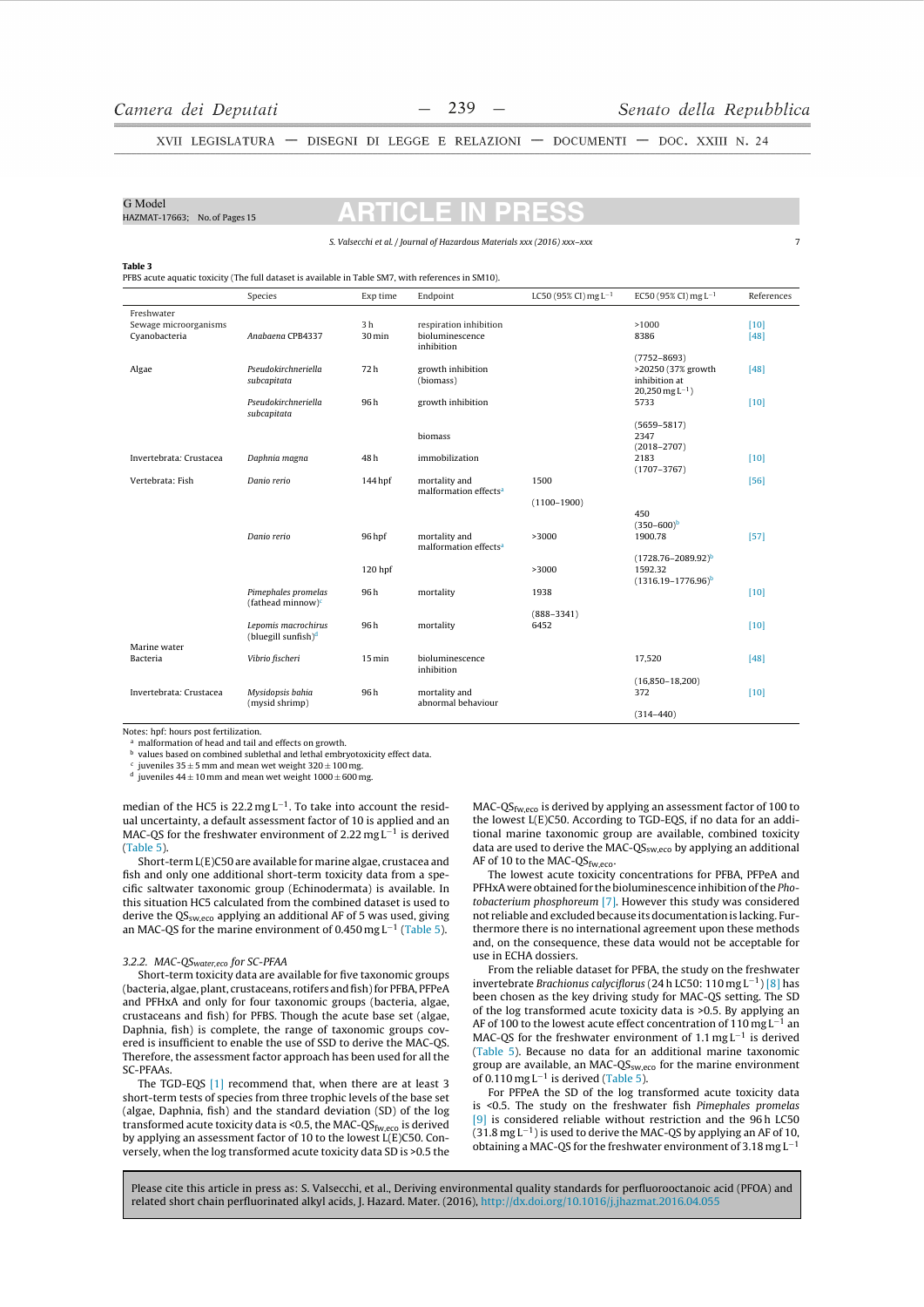**Table 3**
PFBS acute aquatic toxicity (The full dataset is available in Table SM7, with references in SM10).

| | Species | Exp time | Endpoint | LC50 (95% CI) mg L$^{-1}$ | EC50 (95% CI) mg L$^{-1}$ | References |
|---|---|---|---|---|---|---|
| Freshwater | | | | | | |
| Sewage microorganisms | | 3 h | respiration inhibition | | >1000 | [10] |
| Cyanobacteria | *Anabaena* CPB4337 | 30 min | bioluminescence inhibition | | 8386 (7752–8693) | [48] |
| Algae | *Pseudokirchneriella subcapitata* | 72 h | growth inhibition (biomass) | | >20250 (37% growth inhibition at 20,250 mg L$^{-1}$) | [48] |
| | *Pseudokirchneriella subcapitata* | 96 h | growth inhibition | | 5733 (5659–5817) | [10] |
| | | | biomass | | 2347 (2018–2707) | |
| Invertebrata: Crustacea | *Daphnia magna* | 48 h | immobilization | | 2183 (1707–3767) | [10] |
| Vertebrata: Fish | *Danio rerio* | 144 hpf | mortality and malformation effects[a] | 1500 (1100–1900) | 450 (350–600)[b] | [56] |
| | *Danio rerio* | 96 hpf | mortality and malformation effects[a] | >3000 | 1900.78 (1728.76–2089.92)[b] | [57] |
| | | 120 hpf | | >3000 | 1592.32 (1316.19–1776.96)[b] | |
| | *Pimephales promelas* (fathead minnow)[c] | 96 h | mortality | 1938 (888–3341) | | [10] |
| | *Lepomis macrochirus* (bluegill sunfish)[d] | 96 h | mortality | 6452 | | [10] |
| Marine water | | | | | | |
| Bacteria | *Vibrio fischeri* | 15 min | bioluminescence inhibition | | 17,520 (16,850–18,200) | [48] |
| Invertebrata: Crustacea | *Mysidopsis bahia* (mysid shrimp) | 96 h | mortality and abnormal behaviour | | 372 (314–440) | [10] |

Notes: hpf: hours post fertilization.
[a] malformation of head and tail and effects on growth.
[b] values based on combined sublethal and lethal embryotoxicity effect data.
[c] juveniles 35 ± 5 mm and mean wet weight 320 ± 100 mg.
[d] juveniles 44 ± 10 mm and mean wet weight 1000 ± 600 mg.

median of the HC5 is 22.2 mg L$^{-1}$. To take into account the residual uncertainty, a default assessment factor of 10 is applied and an MAC-QS for the freshwater environment of 2.22 mg L$^{-1}$ is derived (Table 5).

Short-term L(E)C50 are available for marine algae, crustacea and fish and only one additional short-term toxicity data from a specific saltwater taxonomic group (Echinodermata) is available. In this situation HC5 calculated from the combined dataset is used to derive the $QS_{sw,eco}$ applying an additional AF of 5 was used, giving an MAC-QS for the marine environment of 0.450 mg L$^{-1}$ (Table 5).

### 3.2.2. $MAC\text{-}QS_{water,eco}$ for SC-PFAA

Short-term toxicity data are available for five taxonomic groups (bacteria, algae, plant, crustaceans, rotifers and fish) for PFBA, PFPeA and PFHxA and only for four taxonomic groups (bacteria, algae, crustaceans and fish) for PFBS. Though the acute base set (algae, Daphnia, fish) is complete, the range of taxonomic groups covered is insufficient to enable the use of SSD to derive the MAC-QS. Therefore, the assessment factor approach has been used for all the SC-PFAAs.

The TGD-EQS [1] recommend that, when there are at least 3 short-term tests of species from three trophic levels of the base set (algae, Daphnia, fish) and the standard deviation (SD) of the log transformed acute toxicity data is <0.5, the $MAC\text{-}QS_{fw,eco}$ is derived by applying an assessment factor of 10 to the lowest L(E)C50. Conversely, when the log transformed acute toxicity data SD is >0.5 the $MAC\text{-}QS_{fw,eco}$ is derived by applying an assessment factor of 100 to the lowest L(E)C50. According to TGD-EQS, if no data for an additional marine taxonomic group are available, combined toxicity data are used to derive the $MAC\text{-}QS_{sw,eco}$ by applying an additional AF of 10 to the $MAC\text{-}QS_{fw,eco}$.

The lowest acute toxicity concentrations for PFBA, PFPeA and PFHxA were obtained for the bioluminescence inhibition of the *Photobacterium phosphoreum* [7]. However this study was considered not reliable and excluded because its documentation is lacking. Furthermore there is no international agreement upon these methods and, on the consequence, these data would not be acceptable for use in ECHA dossiers.

From the reliable dataset for PFBA, the study on the freshwater invertebrate *Brachionus calyciflorus* (24 h LC50: 110 mg L$^{-1}$) [8] has been chosen as the key driving study for MAC-QS setting. The SD of the log transformed acute toxicity data is >0.5. By applying an AF of 100 to the lowest acute effect concentration of 110 mg L$^{-1}$ an MAC-QS for the freshwater environment of 1.1 mg L$^{-1}$ is derived (Table 5). Because no data for an additional marine taxonomic group are available, an $MAC\text{-}QS_{sw,eco}$ for the marine environment of 0.110 mg L$^{-1}$ is derived (Table 5).

For PFPeA the SD of the log transformed acute toxicity data is <0.5. The study on the freshwater fish *Pimephales promelas* [9] is considered reliable without restriction and the 96 h LC50 (31.8 mg L$^{-1}$) is used to derive the MAC-QS by applying an AF of 10, obtaining a MAC-QS for the freshwater environment of 3.18 mg L$^{-1}$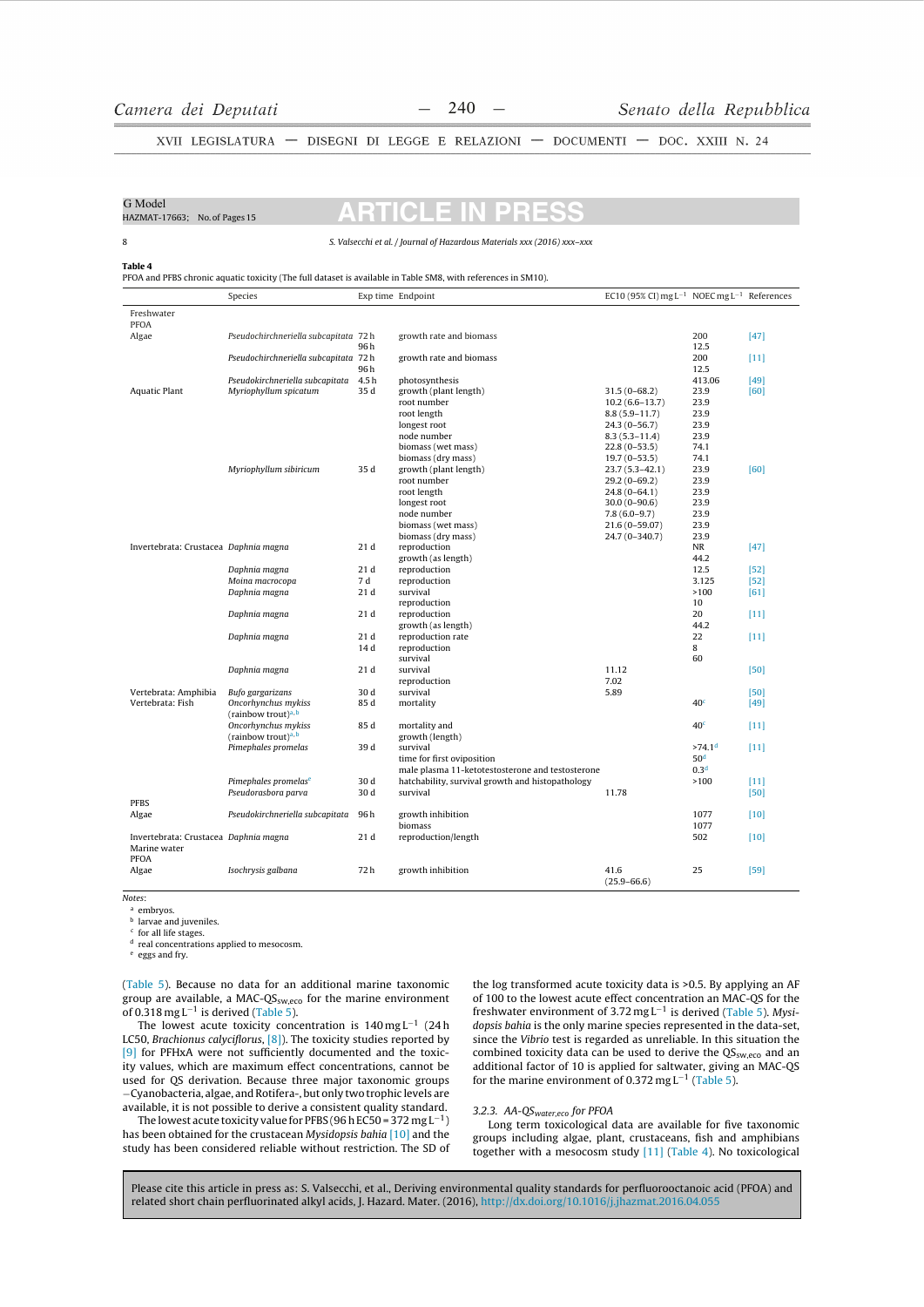**Table 4**
PFOA and PFBS chronic aquatic toxicity (The full dataset is available in Table SM8, with references in SM10).

| | Species | Exp time | Endpoint | EC10 (95% CI) mg $L^{-1}$ | NOEC mg $L^{-1}$ | References |
|---|---|---|---|---|---|---|
| Freshwater | | | | | | |
| PFOA | | | | | | |
| Algae | *Pseudochirchneriella subcapitata* | 72 h | growth rate and biomass | | 200 | [47] |
| | | 96 h | | | 12.5 | |
| | *Pseudochirchneriella subcapitata* | 72 h | growth rate and biomass | | 200 | [11] |
| | | 96 h | | | 12.5 | |
| | *Pseudokirchneriella subcapitata* | 4.5 h | photosynthesis | | 413.06 | [49] |
| Aquatic Plant | *Myriophyllum spicatum* | 35 d | growth (plant length) | 31.5 (0–68.2) | 23.9 | [60] |
| | | | root number | 10.2 (6.6–13.7) | 23.9 | |
| | | | root length | 8.8 (5.9–11.7) | 23.9 | |
| | | | longest root | 24.3 (0–56.7) | 23.9 | |
| | | | node number | 8.3 (5.3–11.4) | 23.9 | |
| | | | biomass (wet mass) | 22.8 (0–53.5) | 74.1 | |
| | | | biomass (dry mass) | 19.7 (0–53.5) | 74.1 | |
| | *Myriophyllum sibiricum* | 35 d | growth (plant length) | 23.7 (5.3–42.1) | 23.9 | [60] |
| | | | root number | 29.2 (0–69.2) | 23.9 | |
| | | | root length | 24.8 (0–64.1) | 23.9 | |
| | | | longest root | 30.0 (0–90.6) | 23.9 | |
| | | | node number | 7.8 (6.0–9.7) | 23.9 | |
| | | | biomass (wet mass) | 21.6 (0–59.07) | 23.9 | |
| | | | biomass (dry mass) | 24.7 (0–340.7) | 23.9 | |
| Invertebrata: Crustacea | *Daphnia magna* | 21 d | reproduction | | NR | [47] |
| | | | growth (as length) | | 44.2 | |
| | *Daphnia magna* | 21 d | reproduction | | 12.5 | [52] |
| | *Moina macrocopa* | 7 d | reproduction | | 3.125 | [52] |
| | *Daphnia magna* | 21 d | survival | | >100 | [61] |
| | | | reproduction | | 10 | |
| | *Daphnia magna* | 21 d | reproduction | | 20 | [11] |
| | | | growth (as length) | | 44.2 | |
| | *Daphnia magna* | 21 d | reproduction rate | | 22 | [11] |
| | | 14 d | reproduction | | 8 | |
| | | | survival | | 60 | |
| | *Daphnia magna* | 21 d | survival | 11.12 | | [50] |
| | | | reproduction | 7.02 | | |
| Vertebrata: Amphibia | *Bufo gargarizans* | 30 d | survival | 5.89 | | [50] |
| Vertebrata: Fish | *Oncorhynchus mykiss* (rainbow trout)[a,b] | 85 d | mortality | | 40[c] | [49] |
| | *Oncorhynchus mykiss* (rainbow trout)[a,b] | 85 d | mortality and growth (length) | | 40[c] | [11] |
| | *Pimephales promelas* | 39 d | survival | | >74.1[d] | [11] |
| | | | time for first oviposition | | 50[d] | |
| | | | male plasma 11-ketotestosterone and testosterone | | 0.3[d] | |
| | *Pimephales promelas*[e] | 30 d | hatchability, survival growth and histopathology | | >100 | [11] |
| | *Pseudorasbora parva* | 30 d | survival | 11.78 | | [50] |
| PFBS | | | | | | |
| Algae | *Pseudokirchneriella subcapitata* | 96 h | growth inhibition | | 1077 | [10] |
| | | | biomass | | 1077 | |
| Invertebrata: Crustacea | *Daphnia magna* | 21 d | reproduction/length | | 502 | [10] |
| Marine water | | | | | | |
| PFOA | | | | | | |
| Algae | *Isochrysis galbana* | 72 h | growth inhibition | 41.6 (25.9–66.6) | 25 | [59] |

Notes:
[a] embryos.
[b] larvae and juveniles.
[c] for all life stages.
[d] real concentrations applied to mesocosm.
[e] eggs and fry.

(Table 5). Because no data for an additional marine taxonomic group are available, a MAC-$QS_{sw,eco}$ for the marine environment of 0.318 mg $L^{-1}$ is derived (Table 5).

The lowest acute toxicity concentration is 140 mg $L^{-1}$ (24 h LC50, *Brachionus calyciflorus*, [8]). The toxicity studies reported by [9] for PFHxA were not sufficiently documented and the toxicity values, which are maximum effect concentrations, cannot be used for QS derivation. Because three major taxonomic groups −Cyanobacteria, algae, and Rotifera-, but only two trophic levels are available, it is not possible to derive a consistent quality standard.

The lowest acute toxicity value for PFBS (96 h EC50 = 372 mg $L^{-1}$) has been obtained for the crustacean *Mysidopsis bahia* [10] and the study has been considered reliable without restriction. The SD of the log transformed acute toxicity data is >0.5. By applying an AF of 100 to the lowest acute effect concentration an MAC-QS for the freshwater environment of 3.72 mg $L^{-1}$ is derived (Table 5). *Mysidopsis bahia* is the only marine species represented in the data-set, since the *Vibrio* test is regarded as unreliable. In this situation the combined toxicity data can be used to derive the $QS_{sw,eco}$ and an additional factor of 10 is applied for saltwater, giving an MAC-QS for the marine environment of 0.372 mg $L^{-1}$ (Table 5).

### 3.2.3. AA-$QS_{water,eco}$ for PFOA

Long term toxicological data are available for five taxonomic groups including algae, plant, crustaceans, fish and amphibians together with a mesocosm study [11] (Table 4). No toxicological

Please cite this article in press as: S. Valsecchi, et al., Deriving environmental quality standards for perfluorooctanoic acid (PFOA) and related short chain perfluorinated alkyl acids, J. Hazard. Mater. (2016), http://dx.doi.org/10.1016/j.jhazmat.2016.04.055